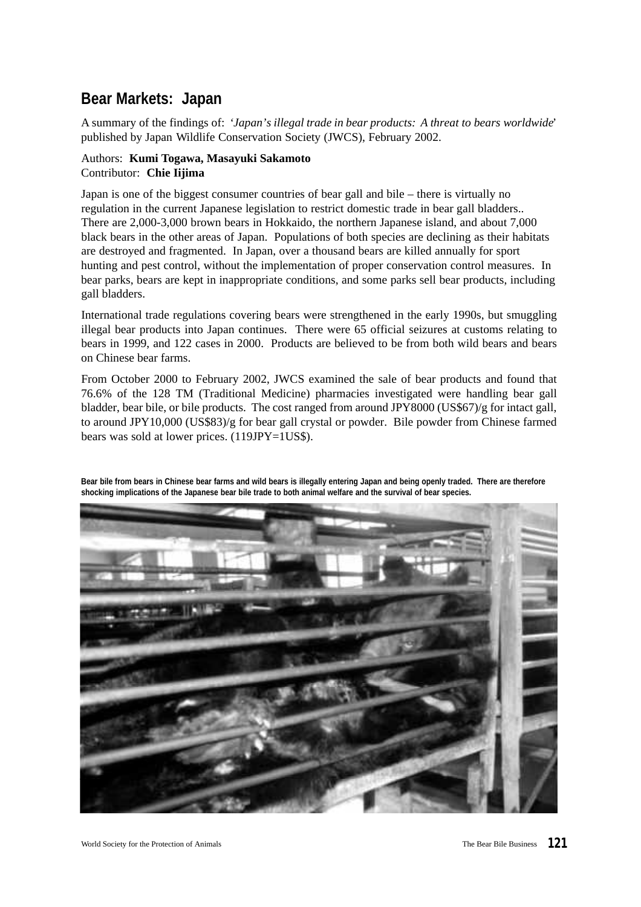## Bear Markets: Japan

A summary of the findings of: '*Japan's illegal trade in bear products: A threat to bears worldwide*' published by Japan Wildlife Conservation Society (JWCS), February 2002.

Authors: **Kumi Togawa, Masayuki Sakamoto**
Contributor: **Chie Iijima**

Japan is one of the biggest consumer countries of bear gall and bile – there is virtually no regulation in the current Japanese legislation to restrict domestic trade in bear gall bladders.. There are 2,000-3,000 brown bears in Hokkaido, the northern Japanese island, and about 7,000 black bears in the other areas of Japan. Populations of both species are declining as their habitats are destroyed and fragmented. In Japan, over a thousand bears are killed annually for sport hunting and pest control, without the implementation of proper conservation control measures. In bear parks, bears are kept in inappropriate conditions, and some parks sell bear products, including gall bladders.

International trade regulations covering bears were strengthened in the early 1990s, but smuggling illegal bear products into Japan continues. There were 65 official seizures at customs relating to bears in 1999, and 122 cases in 2000. Products are believed to be from both wild bears and bears on Chinese bear farms.

From October 2000 to February 2002, JWCS examined the sale of bear products and found that 76.6% of the 128 TM (Traditional Medicine) pharmacies investigated were handling bear gall bladder, bear bile, or bile products. The cost ranged from around JPY8000 (US$67)/g for intact gall, to around JPY10,000 (US$83)/g for bear gall crystal or powder. Bile powder from Chinese farmed bears was sold at lower prices. (119JPY=1US$).

**Bear bile from bears in Chinese bear farms and wild bears is illegally entering Japan and being openly traded. There are therefore shocking implications of the Japanese bear bile trade to both animal welfare and the survival of bear species.**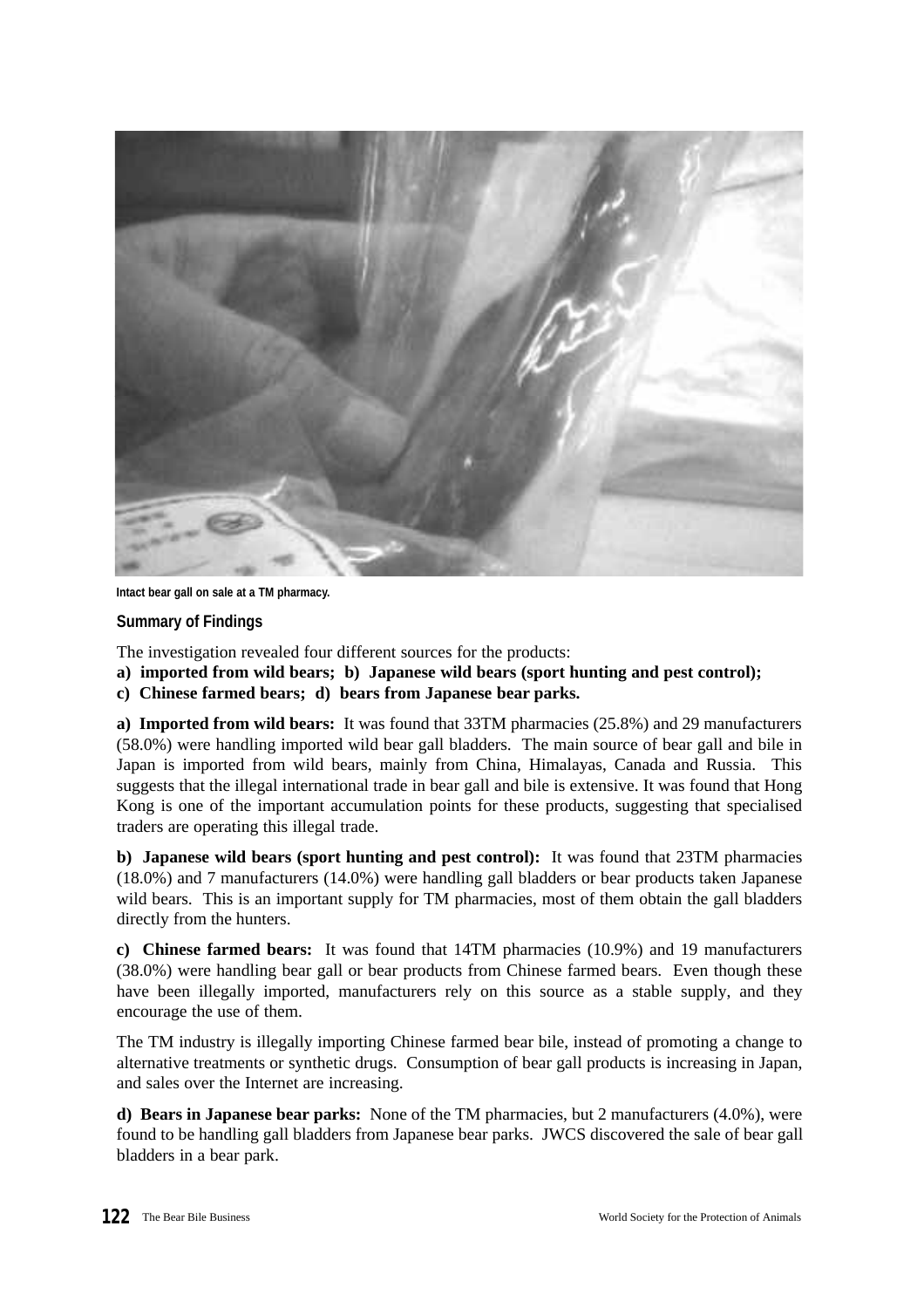Intact bear gall on sale at a TM pharmacy.

### Summary of Findings

The investigation revealed four different sources for the products:

**a) imported from wild bears; b) Japanese wild bears (sport hunting and pest control);**
**c) Chinese farmed bears; d) bears from Japanese bear parks.**

**a) Imported from wild bears:** It was found that 33TM pharmacies (25.8%) and 29 manufacturers (58.0%) were handling imported wild bear gall bladders. The main source of bear gall and bile in Japan is imported from wild bears, mainly from China, Himalayas, Canada and Russia. This suggests that the illegal international trade in bear gall and bile is extensive. It was found that Hong Kong is one of the important accumulation points for these products, suggesting that specialised traders are operating this illegal trade.

**b) Japanese wild bears (sport hunting and pest control):** It was found that 23TM pharmacies (18.0%) and 7 manufacturers (14.0%) were handling gall bladders or bear products taken Japanese wild bears. This is an important supply for TM pharmacies, most of them obtain the gall bladders directly from the hunters.

**c) Chinese farmed bears:** It was found that 14TM pharmacies (10.9%) and 19 manufacturers (38.0%) were handling bear gall or bear products from Chinese farmed bears. Even though these have been illegally imported, manufacturers rely on this source as a stable supply, and they encourage the use of them.

The TM industry is illegally importing Chinese farmed bear bile, instead of promoting a change to alternative treatments or synthetic drugs. Consumption of bear gall products is increasing in Japan, and sales over the Internet are increasing.

**d) Bears in Japanese bear parks:** None of the TM pharmacies, but 2 manufacturers (4.0%), were found to be handling gall bladders from Japanese bear parks. JWCS discovered the sale of bear gall bladders in a bear park.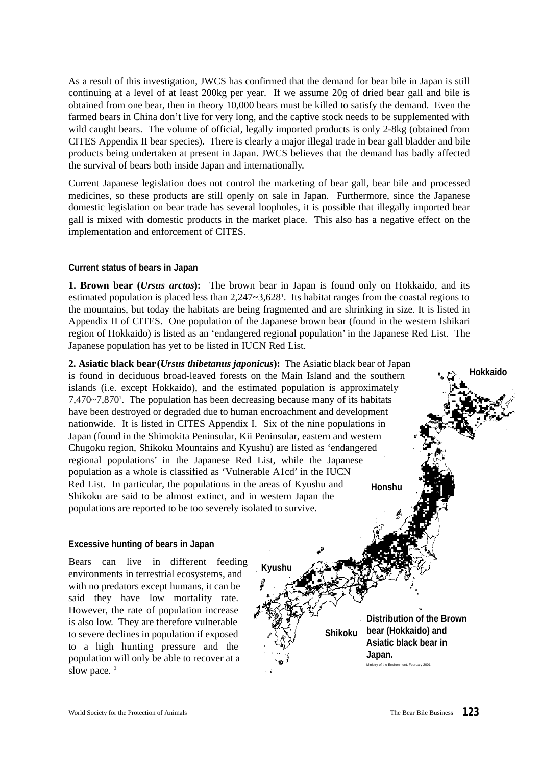As a result of this investigation, JWCS has confirmed that the demand for bear bile in Japan is still continuing at a level of at least 200kg per year. If we assume 20g of dried bear gall and bile is obtained from one bear, then in theory 10,000 bears must be killed to satisfy the demand. Even the farmed bears in China don't live for very long, and the captive stock needs to be supplemented with wild caught bears. The volume of official, legally imported products is only 2-8kg (obtained from CITES Appendix II bear species). There is clearly a major illegal trade in bear gall bladder and bile products being undertaken at present in Japan. JWCS believes that the demand has badly affected the survival of bears both inside Japan and internationally.

Current Japanese legislation does not control the marketing of bear gall, bear bile and processed medicines, so these products are still openly on sale in Japan. Furthermore, since the Japanese domestic legislation on bear trade has several loopholes, it is possible that illegally imported bear gall is mixed with domestic products in the market place. This also has a negative effect on the implementation and enforcement of CITES.

## Current status of bears in Japan

**1. Brown bear (*Ursus arctos*):** The brown bear in Japan is found only on Hokkaido, and its estimated population is placed less than 2,247~3,628[1]. Its habitat ranges from the coastal regions to the mountains, but today the habitats are being fragmented and are shrinking in size. It is listed in Appendix II of CITES. One population of the Japanese brown bear (found in the western Ishikari region of Hokkaido) is listed as an 'endangered regional population' in the Japanese Red List. The Japanese population has yet to be listed in IUCN Red List.

**2. Asiatic black bear (*Ursus thibetanus japonicus*):** The Asiatic black bear of Japan is found in deciduous broad-leaved forests on the Main Island and the southern islands (i.e. except Hokkaido), and the estimated population is approximately 7,470~7,870[1]. The population has been decreasing because many of its habitats have been destroyed or degraded due to human encroachment and development nationwide. It is listed in CITES Appendix I. Six of the nine populations in Japan (found in the Shimokita Peninsular, Kii Peninsular, eastern and western Chugoku region, Shikoku Mountains and Kyushu) are listed as 'endangered regional populations' in the Japanese Red List, while the Japanese population as a whole is classified as 'Vulnerable A1cd' in the IUCN Red List. In particular, the populations in the areas of Kyushu and Shikoku are said to be almost extinct, and in western Japan the populations are reported to be too severely isolated to survive.

Hokkaido

Honshu

Kyushu

Shikoku

**Distribution of the Brown bear (Hokkaido) and Asiatic black bear in Japan.**

Ministry of the Environment, February 2001.

## Excessive hunting of bears in Japan

Bears can live in different feeding environments in terrestrial ecosystems, and with no predators except humans, it can be said they have low mortality rate. However, the rate of population increase is also low. They are therefore vulnerable to severe declines in population if exposed to a high hunting pressure and the population will only be able to recover at a slow pace. [3]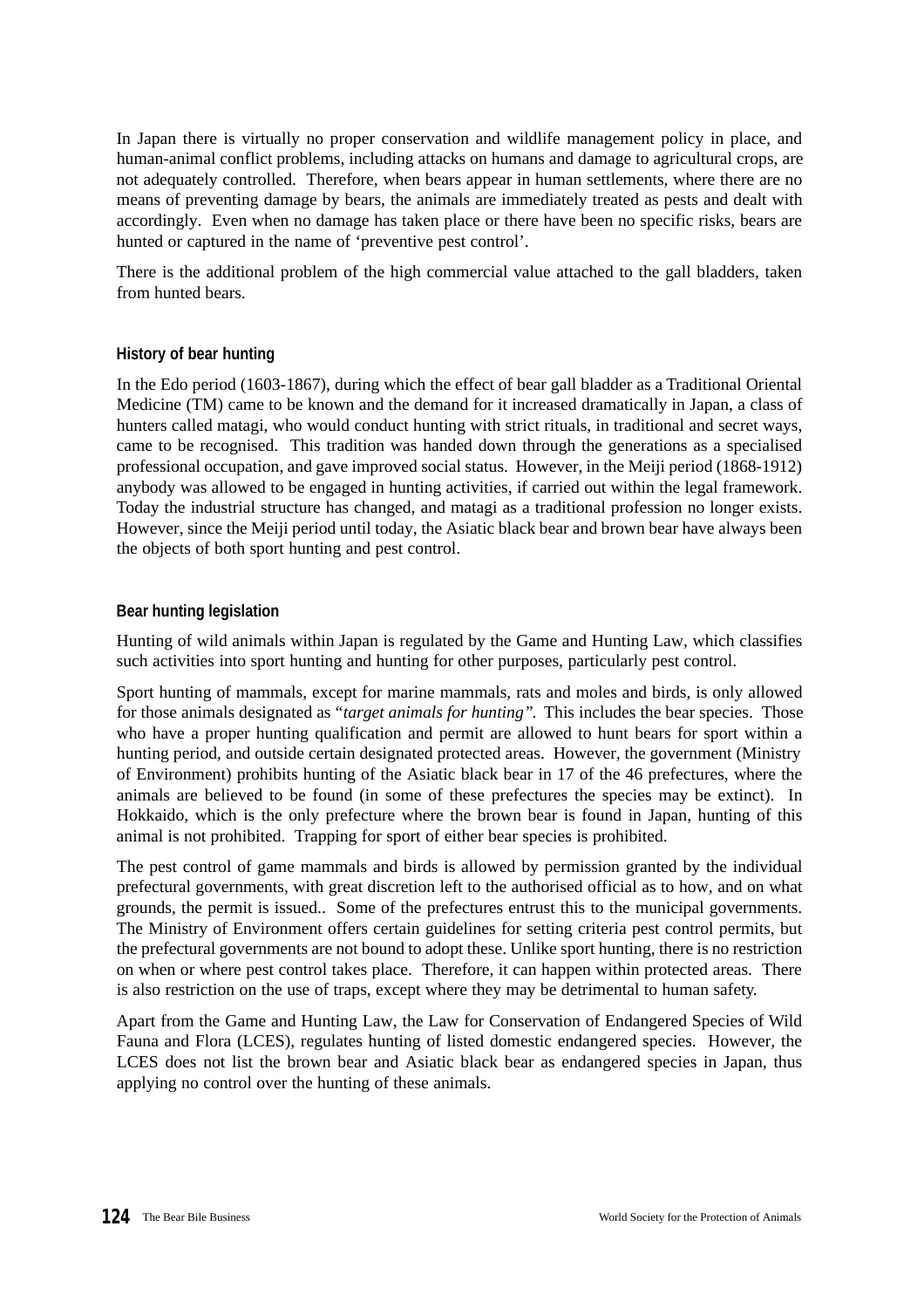In Japan there is virtually no proper conservation and wildlife management policy in place, and human-animal conflict problems, including attacks on humans and damage to agricultural crops, are not adequately controlled. Therefore, when bears appear in human settlements, where there are no means of preventing damage by bears, the animals are immediately treated as pests and dealt with accordingly. Even when no damage has taken place or there have been no specific risks, bears are hunted or captured in the name of 'preventive pest control'.

There is the additional problem of the high commercial value attached to the gall bladders, taken from hunted bears.

### History of bear hunting

In the Edo period (1603-1867), during which the effect of bear gall bladder as a Traditional Oriental Medicine (TM) came to be known and the demand for it increased dramatically in Japan, a class of hunters called matagi, who would conduct hunting with strict rituals, in traditional and secret ways, came to be recognised. This tradition was handed down through the generations as a specialised professional occupation, and gave improved social status. However, in the Meiji period (1868-1912) anybody was allowed to be engaged in hunting activities, if carried out within the legal framework. Today the industrial structure has changed, and matagi as a traditional profession no longer exists. However, since the Meiji period until today, the Asiatic black bear and brown bear have always been the objects of both sport hunting and pest control.

### Bear hunting legislation

Hunting of wild animals within Japan is regulated by the Game and Hunting Law, which classifies such activities into sport hunting and hunting for other purposes, particularly pest control.

Sport hunting of mammals, except for marine mammals, rats and moles and birds, is only allowed for those animals designated as "*target animals for hunting".* This includes the bear species. Those who have a proper hunting qualification and permit are allowed to hunt bears for sport within a hunting period, and outside certain designated protected areas. However, the government (Ministry of Environment) prohibits hunting of the Asiatic black bear in 17 of the 46 prefectures, where the animals are believed to be found (in some of these prefectures the species may be extinct). In Hokkaido, which is the only prefecture where the brown bear is found in Japan, hunting of this animal is not prohibited. Trapping for sport of either bear species is prohibited.

The pest control of game mammals and birds is allowed by permission granted by the individual prefectural governments, with great discretion left to the authorised official as to how, and on what grounds, the permit is issued.. Some of the prefectures entrust this to the municipal governments. The Ministry of Environment offers certain guidelines for setting criteria pest control permits, but the prefectural governments are not bound to adopt these. Unlike sport hunting, there is no restriction on when or where pest control takes place. Therefore, it can happen within protected areas. There is also restriction on the use of traps, except where they may be detrimental to human safety.

Apart from the Game and Hunting Law, the Law for Conservation of Endangered Species of Wild Fauna and Flora (LCES), regulates hunting of listed domestic endangered species. However, the LCES does not list the brown bear and Asiatic black bear as endangered species in Japan, thus applying no control over the hunting of these animals.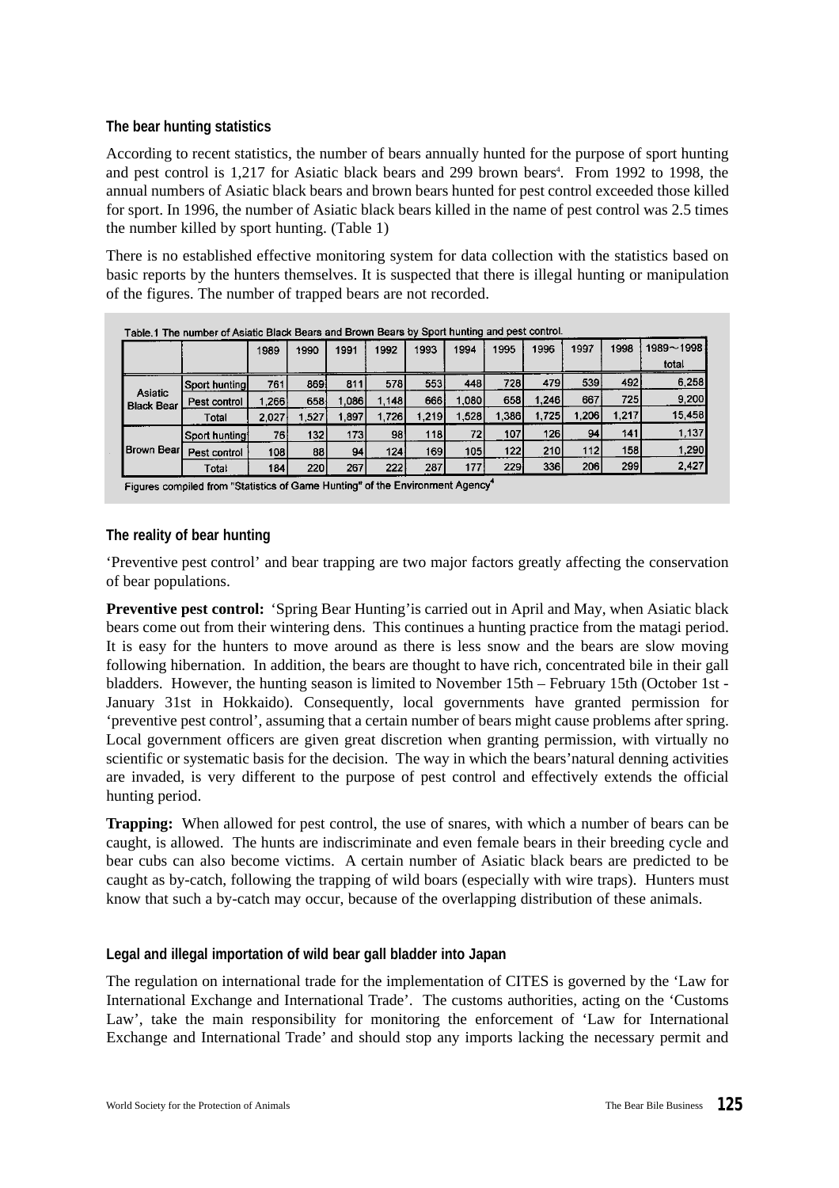### The bear hunting statistics

According to recent statistics, the number of bears annually hunted for the purpose of sport hunting and pest control is 1,217 for Asiatic black bears and 299 brown bears[4]. From 1992 to 1998, the annual numbers of Asiatic black bears and brown bears hunted for pest control exceeded those killed for sport. In 1996, the number of Asiatic black bears killed in the name of pest control was 2.5 times the number killed by sport hunting. (Table 1)

There is no established effective monitoring system for data collection with the statistics based on basic reports by the hunters themselves. It is suspected that there is illegal hunting or manipulation of the figures. The number of trapped bears are not recorded.

Table.1 The number of Asiatic Black Bears and Brown Bears by Sport hunting and pest control.

| | | 1989 | 1990 | 1991 | 1992 | 1993 | 1994 | 1995 | 1996 | 1997 | 1998 | 1989～1998 total |
|---|---|---|---|---|---|---|---|---|---|---|---|---|
| Asiatic Black Bear | Sport hunting | 761 | 869 | 811 | 578 | 553 | 448 | 728 | 479 | 539 | 492 | 6,258 |
| | Pest control | 1,266 | 658 | 1,086 | 1,148 | 666 | 1,080 | 658 | 1,246 | 667 | 725 | 9,200 |
| | Total | 2,027 | 1,527 | 1,897 | 1,726 | 1,219 | 1,528 | 1,386 | 1,725 | 1,206 | 1,217 | 15,458 |
| Brown Bear | Sport hunting | 76 | 132 | 173 | 98 | 118 | 72 | 107 | 126 | 94 | 141 | 1,137 |
| | Pest control | 108 | 88 | 94 | 124 | 169 | 105 | 122 | 210 | 112 | 158 | 1,290 |
| | Total | 184 | 220 | 267 | 222 | 287 | 177 | 229 | 336 | 206 | 299 | 2,427 |

Figures compiled from "Statistics of Game Hunting" of the Environment Agency[4]

### The reality of bear hunting

'Preventive pest control' and bear trapping are two major factors greatly affecting the conservation of bear populations.

**Preventive pest control:** 'Spring Bear Hunting' is carried out in April and May, when Asiatic black bears come out from their wintering dens. This continues a hunting practice from the matagi period. It is easy for the hunters to move around as there is less snow and the bears are slow moving following hibernation. In addition, the bears are thought to have rich, concentrated bile in their gall bladders. However, the hunting season is limited to November 15th – February 15th (October 1st - January 31st in Hokkaido). Consequently, local governments have granted permission for 'preventive pest control', assuming that a certain number of bears might cause problems after spring. Local government officers are given great discretion when granting permission, with virtually no scientific or systematic basis for the decision. The way in which the bears' natural denning activities are invaded, is very different to the purpose of pest control and effectively extends the official hunting period.

**Trapping:** When allowed for pest control, the use of snares, with which a number of bears can be caught, is allowed. The hunts are indiscriminate and even female bears in their breeding cycle and bear cubs can also become victims. A certain number of Asiatic black bears are predicted to be caught as by-catch, following the trapping of wild boars (especially with wire traps). Hunters must know that such a by-catch may occur, because of the overlapping distribution of these animals.

### Legal and illegal importation of wild bear gall bladder into Japan

The regulation on international trade for the implementation of CITES is governed by the 'Law for International Exchange and International Trade'. The customs authorities, acting on the 'Customs Law', take the main responsibility for monitoring the enforcement of 'Law for International Exchange and International Trade' and should stop any imports lacking the necessary permit and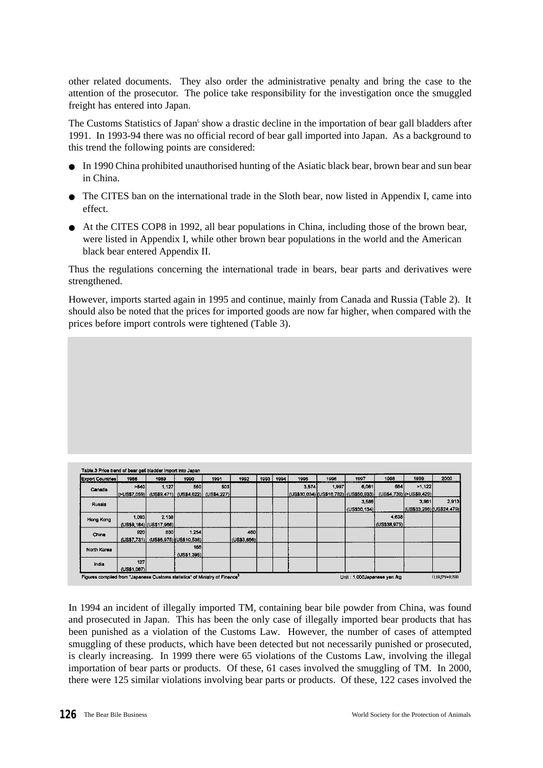other related documents. They also order the administrative penalty and bring the case to the attention of the prosecutor. The police take responsibility for the investigation once the smuggled freight has entered into Japan.

The Customs Statistics of Japan[5] show a drastic decline in the importation of bear gall bladders after 1991. In 1993-94 there was no official record of bear gall imported into Japan. As a background to this trend the following points are considered:

- In 1990 China prohibited unauthorised hunting of the Asiatic black bear, brown bear and sun bear in China.
- The CITES ban on the international trade in the Sloth bear, now listed in Appendix I, came into effect.
- At the CITES COP8 in 1992, all bear populations in China, including those of the brown bear, were listed in Appendix I, while other brown bear populations in the world and the American black bear entered Appendix II.

Thus the regulations concerning the international trade in bears, bear parts and derivatives were strengthened.

However, imports started again in 1995 and continue, mainly from Canada and Russia (Table 2). It should also be noted that the prices for imported goods are now far higher, when compared with the prices before import controls were tightened (Table 3).

Table.3 Price trend of bear gall bladder import into Japan

| Export Countries | 1988 | 1989 | 1990 | 1991 | 1992 | 1993 | 1994 | 1995 | 1996 | 1997 | 1998 | 1999 | 2000 |
|---|---|---|---|---|---|---|---|---|---|---|---|---|---|
| Canada | >840 (>US$7,059) | 1,127 (US$9,471) | 550 (US$4,622) | 503 (US$4,227) | | | | 3,574 (US$30,034) | 1,997 (US$16,782) | 6,061 (US$50,933) | 564 (US$4,739) | >1,122 (>US$9,429) | |
| Russia | | | | | | | | | | 3,586 (US$30,134) | | 3,961 (US$33,286) | 2,913 (US$24,479) |
| Hong Kong | 1,093 (US$9,184) | 2,138 (US$17,966) | | | | | | | | | 4,638 (US$38,975) | | |
| China | 920 (US$7,731) | 830 (US$6,975) | 1,254 (US$10,538) | | 460 (US$3,866) | | | | | | | | |
| North Korea | | | 166 (US$1,395) | | | | | | | | | | |
| India | 127 (US$1,067) | | | | | | | | | | | | |

Figures compiled from "Japanese Customs statistics" of Ministry of Finance[5] — Unit : 1,000Japanese yen /kg — (119JPY=1US$)

In 1994 an incident of illegally imported TM, containing bear bile powder from China, was found and prosecuted in Japan. This has been the only case of illegally imported bear products that has been punished as a violation of the Customs Law. However, the number of cases of attempted smuggling of these products, which have been detected but not necessarily punished or prosecuted, is clearly increasing. In 1999 there were 65 violations of the Customs Law, involving the illegal importation of bear parts or products. Of these, 61 cases involved the smuggling of TM. In 2000, there were 125 similar violations involving bear parts or products. Of these, 122 cases involved the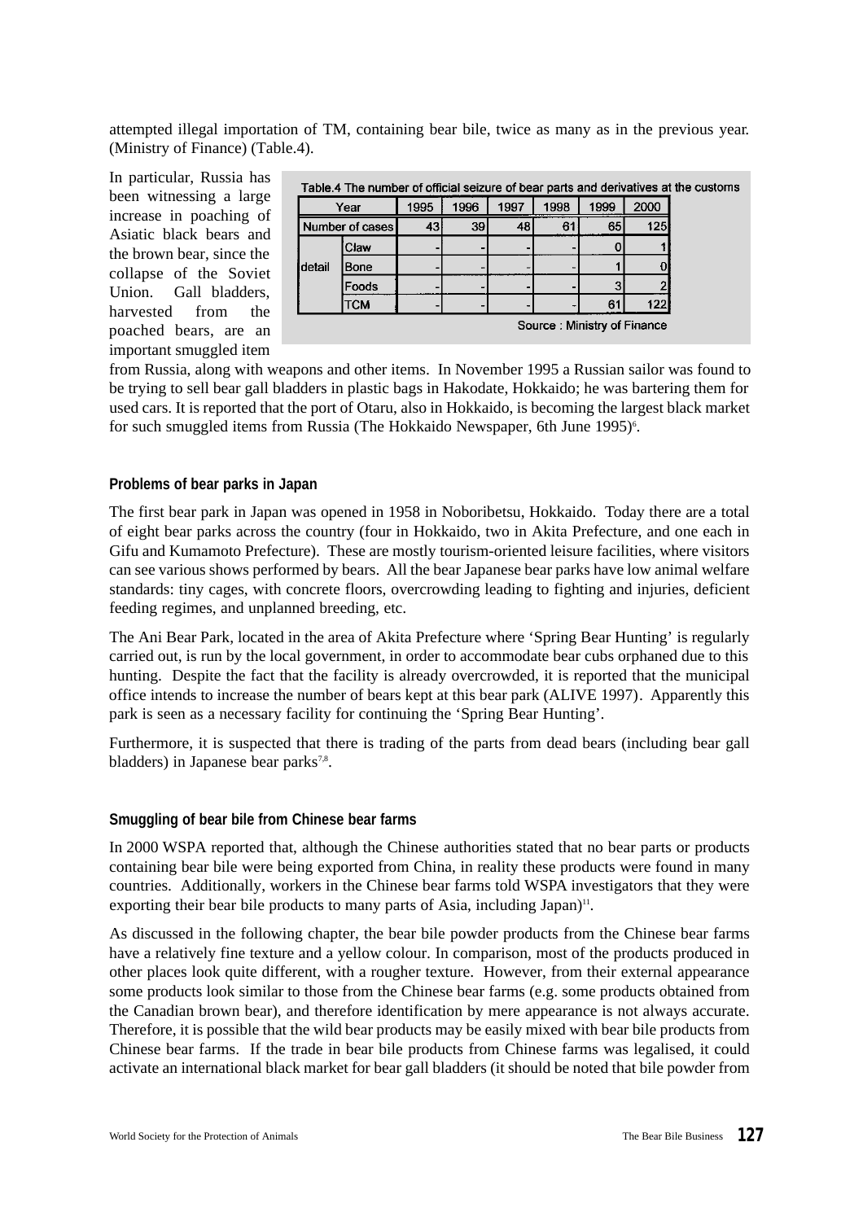attempted illegal importation of TM, containing bear bile, twice as many as in the previous year. (Ministry of Finance) (Table.4).

In particular, Russia has been witnessing a large increase in poaching of Asiatic black bears and the brown bear, since the collapse of the Soviet Union. Gall bladders, harvested from the poached bears, are an important smuggled item from Russia, along with weapons and other items. In November 1995 a Russian sailor was found to be trying to sell bear gall bladders in plastic bags in Hakodate, Hokkaido; he was bartering them for used cars. It is reported that the port of Otaru, also in Hokkaido, is becoming the largest black market for such smuggled items from Russia (The Hokkaido Newspaper, 6th June 1995)[6].

Table.4 The number of official seizure of bear parts and derivatives at the customs

| Year | | 1995 | 1996 | 1997 | 1998 | 1999 | 2000 |
|---|---|---|---|---|---|---|---|
| Number of cases | | 43 | 39 | 48 | 61 | 65 | 125 |
| detail | Claw | - | - | - | - | 0 | 1 |
| | Bone | - | - | - | - | 1 | 0 |
| | Foods | - | - | - | - | 3 | 2 |
| | TCM | - | - | - | - | 61 | 122 |

Source : Ministry of Finance

### Problems of bear parks in Japan

The first bear park in Japan was opened in 1958 in Noboribetsu, Hokkaido. Today there are a total of eight bear parks across the country (four in Hokkaido, two in Akita Prefecture, and one each in Gifu and Kumamoto Prefecture). These are mostly tourism-oriented leisure facilities, where visitors can see various shows performed by bears. All the bear Japanese bear parks have low animal welfare standards: tiny cages, with concrete floors, overcrowding leading to fighting and injuries, deficient feeding regimes, and unplanned breeding, etc.

The Ani Bear Park, located in the area of Akita Prefecture where 'Spring Bear Hunting' is regularly carried out, is run by the local government, in order to accommodate bear cubs orphaned due to this hunting. Despite the fact that the facility is already overcrowded, it is reported that the municipal office intends to increase the number of bears kept at this bear park (ALIVE 1997). Apparently this park is seen as a necessary facility for continuing the 'Spring Bear Hunting'.

Furthermore, it is suspected that there is trading of the parts from dead bears (including bear gall bladders) in Japanese bear parks[7,8].

### Smuggling of bear bile from Chinese bear farms

In 2000 WSPA reported that, although the Chinese authorities stated that no bear parts or products containing bear bile were being exported from China, in reality these products were found in many countries. Additionally, workers in the Chinese bear farms told WSPA investigators that they were exporting their bear bile products to many parts of Asia, including Japan)[11].

As discussed in the following chapter, the bear bile powder products from the Chinese bear farms have a relatively fine texture and a yellow colour. In comparison, most of the products produced in other places look quite different, with a rougher texture. However, from their external appearance some products look similar to those from the Chinese bear farms (e.g. some products obtained from the Canadian brown bear), and therefore identification by mere appearance is not always accurate. Therefore, it is possible that the wild bear products may be easily mixed with bear bile products from Chinese bear farms. If the trade in bear bile products from Chinese farms was legalised, it could activate an international black market for bear gall bladders (it should be noted that bile powder from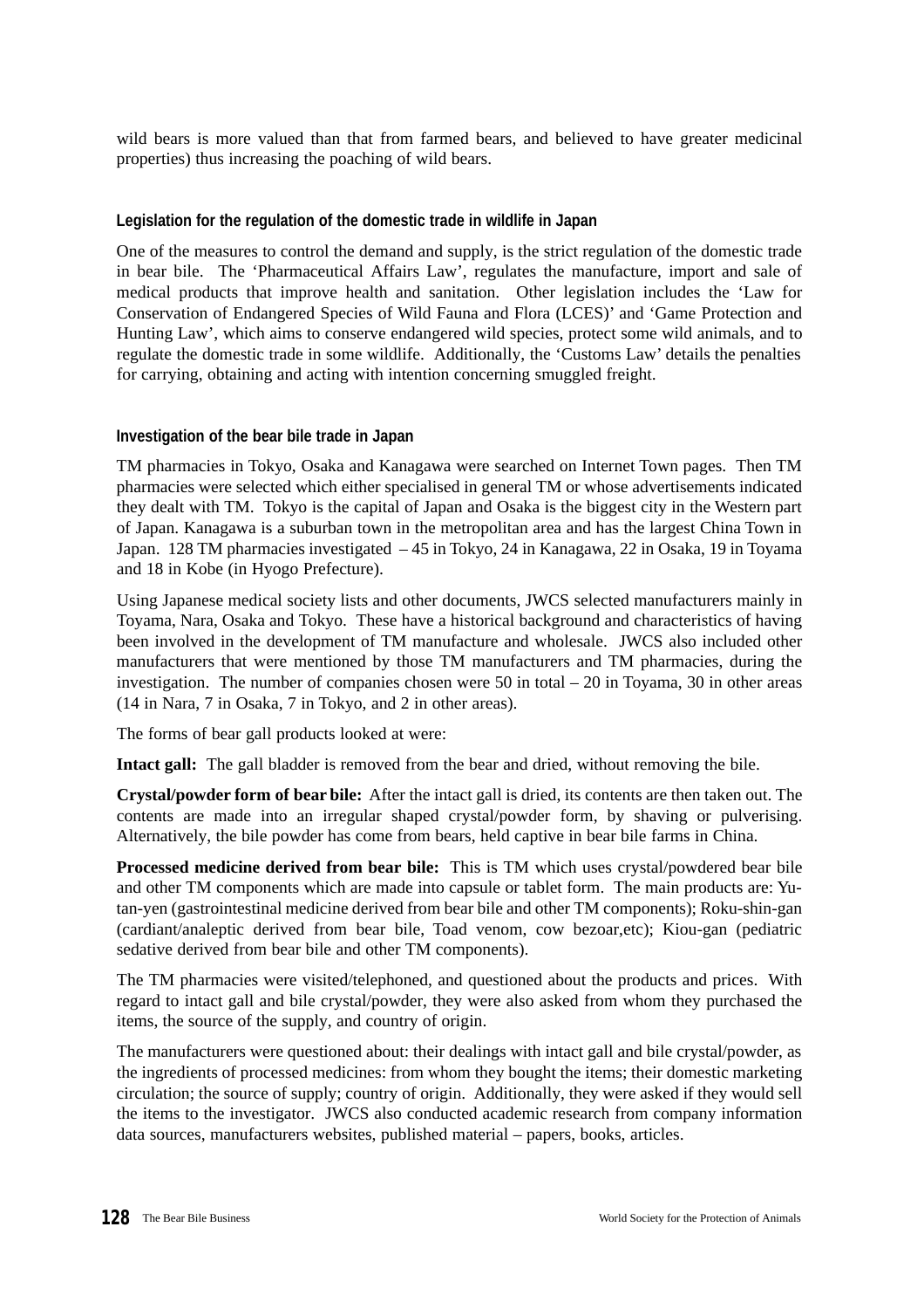wild bears is more valued than that from farmed bears, and believed to have greater medicinal properties) thus increasing the poaching of wild bears.

### Legislation for the regulation of the domestic trade in wildlife in Japan

One of the measures to control the demand and supply, is the strict regulation of the domestic trade in bear bile. The 'Pharmaceutical Affairs Law', regulates the manufacture, import and sale of medical products that improve health and sanitation. Other legislation includes the 'Law for Conservation of Endangered Species of Wild Fauna and Flora (LCES)' and 'Game Protection and Hunting Law', which aims to conserve endangered wild species, protect some wild animals, and to regulate the domestic trade in some wildlife. Additionally, the 'Customs Law' details the penalties for carrying, obtaining and acting with intention concerning smuggled freight.

### Investigation of the bear bile trade in Japan

TM pharmacies in Tokyo, Osaka and Kanagawa were searched on Internet Town pages. Then TM pharmacies were selected which either specialised in general TM or whose advertisements indicated they dealt with TM. Tokyo is the capital of Japan and Osaka is the biggest city in the Western part of Japan. Kanagawa is a suburban town in the metropolitan area and has the largest China Town in Japan. 128 TM pharmacies investigated – 45 in Tokyo, 24 in Kanagawa, 22 in Osaka, 19 in Toyama and 18 in Kobe (in Hyogo Prefecture).

Using Japanese medical society lists and other documents, JWCS selected manufacturers mainly in Toyama, Nara, Osaka and Tokyo. These have a historical background and characteristics of having been involved in the development of TM manufacture and wholesale. JWCS also included other manufacturers that were mentioned by those TM manufacturers and TM pharmacies, during the investigation. The number of companies chosen were 50 in total – 20 in Toyama, 30 in other areas (14 in Nara, 7 in Osaka, 7 in Tokyo, and 2 in other areas).

The forms of bear gall products looked at were:

**Intact gall:** The gall bladder is removed from the bear and dried, without removing the bile.

**Crystal/powder form of bear bile:** After the intact gall is dried, its contents are then taken out. The contents are made into an irregular shaped crystal/powder form, by shaving or pulverising. Alternatively, the bile powder has come from bears, held captive in bear bile farms in China.

**Processed medicine derived from bear bile:** This is TM which uses crystal/powdered bear bile and other TM components which are made into capsule or tablet form. The main products are: Yu-tan-yen (gastrointestinal medicine derived from bear bile and other TM components); Roku-shin-gan (cardiant/analeptic derived from bear bile, Toad venom, cow bezoar,etc); Kiou-gan (pediatric sedative derived from bear bile and other TM components).

The TM pharmacies were visited/telephoned, and questioned about the products and prices. With regard to intact gall and bile crystal/powder, they were also asked from whom they purchased the items, the source of the supply, and country of origin.

The manufacturers were questioned about: their dealings with intact gall and bile crystal/powder, as the ingredients of processed medicines: from whom they bought the items; their domestic marketing circulation; the source of supply; country of origin. Additionally, they were asked if they would sell the items to the investigator. JWCS also conducted academic research from company information data sources, manufacturers websites, published material – papers, books, articles.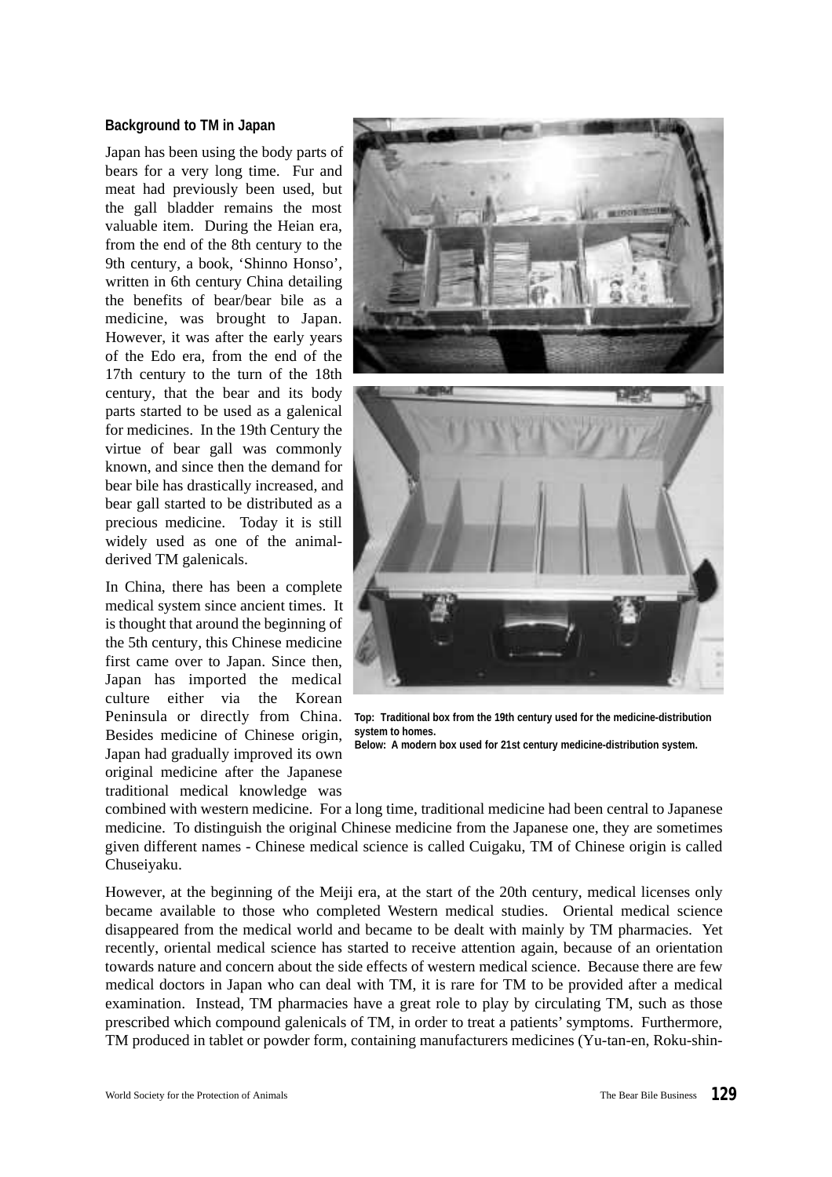## Background to TM in Japan

Japan has been using the body parts of bears for a very long time. Fur and meat had previously been used, but the gall bladder remains the most valuable item. During the Heian era, from the end of the 8th century to the 9th century, a book, 'Shinno Honso', written in 6th century China detailing the benefits of bear/bear bile as a medicine, was brought to Japan. However, it was after the early years of the Edo era, from the end of the 17th century to the turn of the 18th century, that the bear and its body parts started to be used as a galenical for medicines. In the 19th Century the virtue of bear gall was commonly known, and since then the demand for bear bile has drastically increased, and bear gall started to be distributed as a precious medicine. Today it is still widely used as one of the animal-derived TM galenicals.

In China, there has been a complete medical system since ancient times. It is thought that around the beginning of the 5th century, this Chinese medicine first came over to Japan. Since then, Japan has imported the medical culture either via the Korean Peninsula or directly from China. Besides medicine of Chinese origin, Japan had gradually improved its own original medicine after the Japanese traditional medical knowledge was combined with western medicine. For a long time, traditional medicine had been central to Japanese medicine. To distinguish the original Chinese medicine from the Japanese one, they are sometimes given different names - Chinese medical science is called Cuigaku, TM of Chinese origin is called Chuseiyaku.

**Top: Traditional box from the 19th century used for the medicine-distribution system to homes.**
**Below: A modern box used for 21st century medicine-distribution system.**

However, at the beginning of the Meiji era, at the start of the 20th century, medical licenses only became available to those who completed Western medical studies. Oriental medical science disappeared from the medical world and became to be dealt with mainly by TM pharmacies. Yet recently, oriental medical science has started to receive attention again, because of an orientation towards nature and concern about the side effects of western medical science. Because there are few medical doctors in Japan who can deal with TM, it is rare for TM to be provided after a medical examination. Instead, TM pharmacies have a great role to play by circulating TM, such as those prescribed which compound galenicals of TM, in order to treat a patients' symptoms. Furthermore, TM produced in tablet or powder form, containing manufacturers medicines (Yu-tan-en, Roku-shin-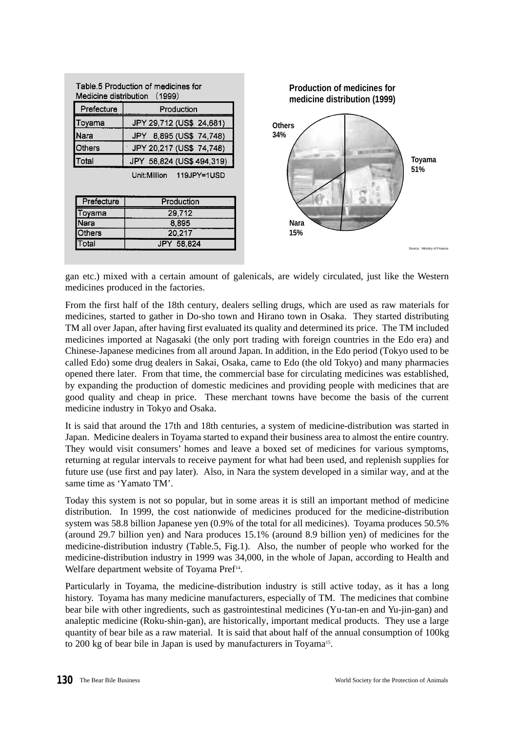Table.5 Production of medicines for Medicine distribution (1999)

| Prefecture | Production |
|---|---|
| Toyama | JPY 29,712 (US$ 24,681) |
| Nara | JPY 8,895 (US$ 74,748) |
| Others | JPY 20,217 (US$ 74,748) |
| Total | JPY 58,824 (US$ 494,319) |

Unit:Million 119JPY=1USD

| Prefecture | Production |
|---|---|
| Toyama | 29,712 |
| Nara | 8,895 |
| Others | 20,217 |
| Total | JPY 58,824 |

**Production of medicines for medicine distribution (1999)**

Others 34%
Toyama 51%
Nara 15%

Source: Ministry of Finance

gan etc.) mixed with a certain amount of galenicals, are widely circulated, just like the Western medicines produced in the factories.

From the first half of the 18th century, dealers selling drugs, which are used as raw materials for medicines, started to gather in Do-sho town and Hirano town in Osaka. They started distributing TM all over Japan, after having first evaluated its quality and determined its price. The TM included medicines imported at Nagasaki (the only port trading with foreign countries in the Edo era) and Chinese-Japanese medicines from all around Japan. In addition, in the Edo period (Tokyo used to be called Edo) some drug dealers in Sakai, Osaka, came to Edo (the old Tokyo) and many pharmacies opened there later. From that time, the commercial base for circulating medicines was established, by expanding the production of domestic medicines and providing people with medicines that are good quality and cheap in price. These merchant towns have become the basis of the current medicine industry in Tokyo and Osaka.

It is said that around the 17th and 18th centuries, a system of medicine-distribution was started in Japan. Medicine dealers in Toyama started to expand their business area to almost the entire country. They would visit consumers' homes and leave a boxed set of medicines for various symptoms, returning at regular intervals to receive payment for what had been used, and replenish supplies for future use (use first and pay later). Also, in Nara the system developed in a similar way, and at the same time as 'Yamato TM'.

Today this system is not so popular, but in some areas it is still an important method of medicine distribution. In 1999, the cost nationwide of medicines produced for the medicine-distribution system was 58.8 billion Japanese yen (0.9% of the total for all medicines). Toyama produces 50.5% (around 29.7 billion yen) and Nara produces 15.1% (around 8.9 billion yen) of medicines for the medicine-distribution industry (Table.5, Fig.1). Also, the number of people who worked for the medicine-distribution industry in 1999 was 34,000, in the whole of Japan, according to Health and Welfare department website of Toyama Pref[14].

Particularly in Toyama, the medicine-distribution industry is still active today, as it has a long history. Toyama has many medicine manufacturers, especially of TM. The medicines that combine bear bile with other ingredients, such as gastrointestinal medicines (Yu-tan-en and Yu-jin-gan) and analeptic medicine (Roku-shin-gan), are historically, important medical products. They use a large quantity of bear bile as a raw material. It is said that about half of the annual consumption of 100kg to 200 kg of bear bile in Japan is used by manufacturers in Toyama[15].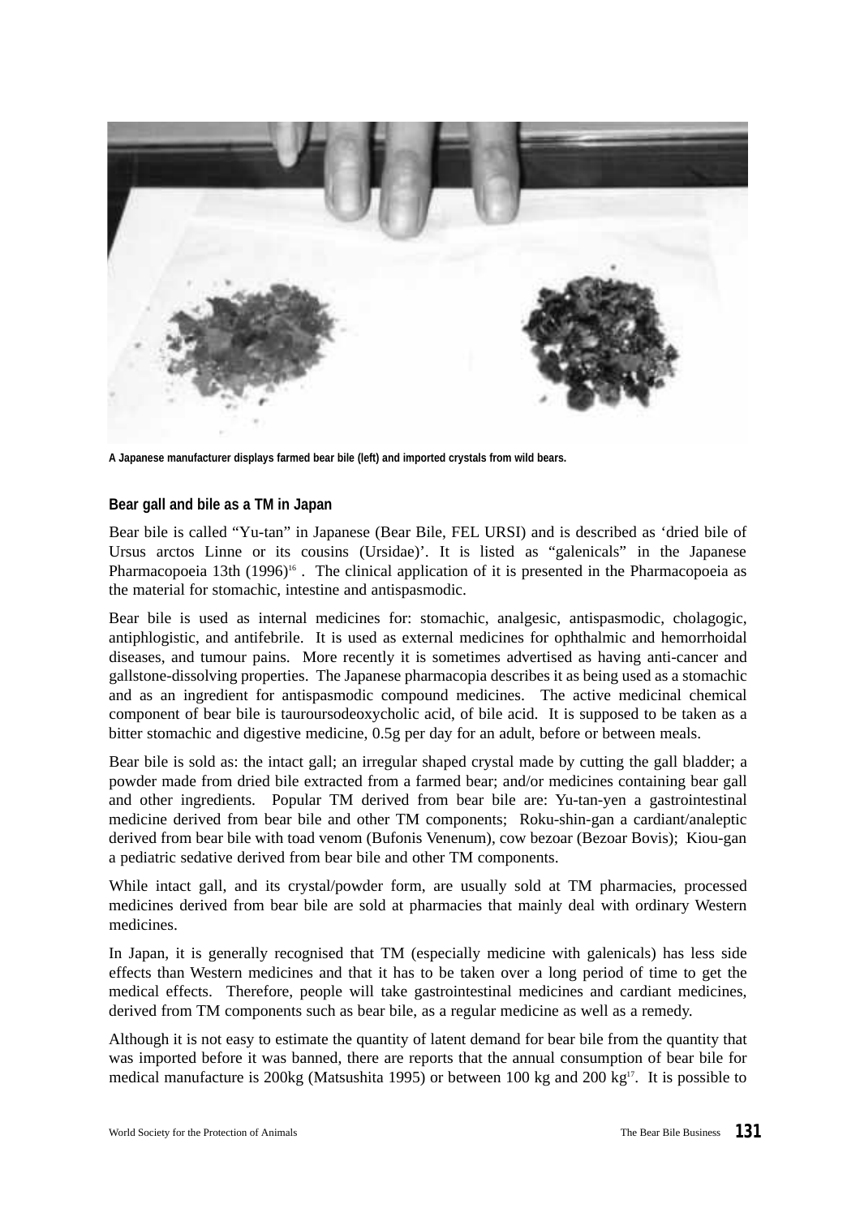A Japanese manufacturer displays farmed bear bile (left) and imported crystals from wild bears.

**Bear gall and bile as a TM in Japan**

Bear bile is called "Yu-tan" in Japanese (Bear Bile, FEL URSI) and is described as 'dried bile of Ursus arctos Linne or its cousins (Ursidae)'. It is listed as "galenicals" in the Japanese Pharmacopoeia 13th (1996)[16] . The clinical application of it is presented in the Pharmacopoeia as the material for stomachic, intestine and antispasmodic.

Bear bile is used as internal medicines for: stomachic, analgesic, antispasmodic, cholagogic, antiphlogistic, and antifebrile. It is used as external medicines for ophthalmic and hemorrhoidal diseases, and tumour pains. More recently it is sometimes advertised as having anti-cancer and gallstone-dissolving properties. The Japanese pharmacopia describes it as being used as a stomachic and as an ingredient for antispasmodic compound medicines. The active medicinal chemical component of bear bile is tauroursodeoxycholic acid, of bile acid. It is supposed to be taken as a bitter stomachic and digestive medicine, 0.5g per day for an adult, before or between meals.

Bear bile is sold as: the intact gall; an irregular shaped crystal made by cutting the gall bladder; a powder made from dried bile extracted from a farmed bear; and/or medicines containing bear gall and other ingredients. Popular TM derived from bear bile are: Yu-tan-yen a gastrointestinal medicine derived from bear bile and other TM components; Roku-shin-gan a cardiant/analeptic derived from bear bile with toad venom (Bufonis Venenum), cow bezoar (Bezoar Bovis); Kiou-gan a pediatric sedative derived from bear bile and other TM components.

While intact gall, and its crystal/powder form, are usually sold at TM pharmacies, processed medicines derived from bear bile are sold at pharmacies that mainly deal with ordinary Western medicines.

In Japan, it is generally recognised that TM (especially medicine with galenicals) has less side effects than Western medicines and that it has to be taken over a long period of time to get the medical effects. Therefore, people will take gastrointestinal medicines and cardiant medicines, derived from TM components such as bear bile, as a regular medicine as well as a remedy.

Although it is not easy to estimate the quantity of latent demand for bear bile from the quantity that was imported before it was banned, there are reports that the annual consumption of bear bile for medical manufacture is 200kg (Matsushita 1995) or between 100 kg and 200 kg[17]. It is possible to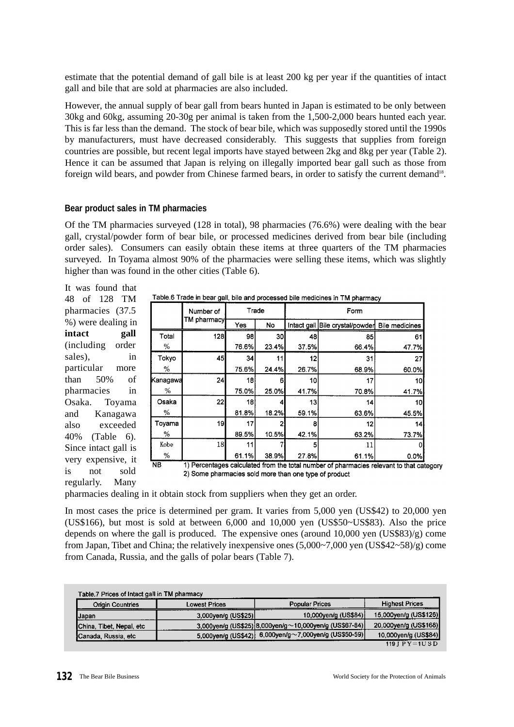estimate that the potential demand of gall bile is at least 200 kg per year if the quantities of intact gall and bile that are sold at pharmacies are also included.

However, the annual supply of bear gall from bears hunted in Japan is estimated to be only between 30kg and 60kg, assuming 20-30g per animal is taken from the 1,500-2,000 bears hunted each year. This is far less than the demand. The stock of bear bile, which was supposedly stored until the 1990s by manufacturers, must have decreased considerably. This suggests that supplies from foreign countries are possible, but recent legal imports have stayed between 2kg and 8kg per year (Table 2). Hence it can be assumed that Japan is relying on illegally imported bear gall such as those from foreign wild bears, and powder from Chinese farmed bears, in order to satisfy the current demand[18].

#### Bear product sales in TM pharmacies

Of the TM pharmacies surveyed (128 in total), 98 pharmacies (76.6%) were dealing with the bear gall, crystal/powder form of bear bile, or processed medicines derived from bear bile (including order sales). Consumers can easily obtain these items at three quarters of the TM pharmacies surveyed. In Toyama almost 90% of the pharmacies were selling these items, which was slightly higher than was found in the other cities (Table 6).

Table.6 Trade in bear gall, bile and processed bile medicines in TM pharmacy

| | Number of TM pharmacy | Trade | | Form | | |
|---|---|---|---|---|---|---|
| | | Yes | No | Intact gall | Bile crystal/powder | Bile medicines |
| Total | 128 | 98 | 30 | 48 | 85 | 61 |
| % | | 76.6% | 23.4% | 37.5% | 66.4% | 47.7% |
| Tokyo | 45 | 34 | 11 | 12 | 31 | 27 |
| % | | 75.6% | 24.4% | 26.7% | 68.9% | 60.0% |
| Kanagawa | 24 | 18 | 6 | 10 | 17 | 10 |
| % | | 75.0% | 25.0% | 41.7% | 70.8% | 41.7% |
| Osaka | 22 | 18 | 4 | 13 | 14 | 10 |
| % | | 81.8% | 18.2% | 59.1% | 63.6% | 45.5% |
| Toyama | 19 | 17 | 2 | 8 | 12 | 14 |
| % | | 89.5% | 10.5% | 42.1% | 63.2% | 73.7% |
| Kobe | 18 | 11 | 7 | 5 | 11 | 0 |
| % | | 61.1% | 38.9% | 27.8% | 61.1% | 0.0% |

NB 1) Percentages calculated from the total number of pharmacies relevant to that category
2) Some pharmacies sold more than one type of product

It was found that 48 of 128 TM pharmacies (37.5 %) were dealing in **intact gall** (including order sales), in particular more than 50% of pharmacies in Osaka. Toyama and Kanagawa also exceeded 40% (Table 6). Since intact gall is very expensive, it is not sold regularly. Many pharmacies dealing in it obtain stock from suppliers when they get an order.

In most cases the price is determined per gram. It varies from 5,000 yen (US$42) to 20,000 yen (US$166), but most is sold at between 6,000 and 10,000 yen (US$50~US$83). Also the price depends on where the gall is produced. The expensive ones (around 10,000 yen (US$83)/g) come from Japan, Tibet and China; the relatively inexpensive ones (5,000~7,000 yen (US$42~58)/g) come from Canada, Russia, and the galls of polar bears (Table 7).

Table.7 Prices of Intact gall in TM pharmacy

| Origin Countries | Lowest Prices | Popular Prices | Highest Prices |
|---|---|---|---|
| Japan | 3,000yen/g (US$25) | 10,000yen/g (US$84) | 15,000yen/g (US$126) |
| China, Tibet, Nepal, etc | 3,000yen/g (US$25) | 8,000yen/g～10,000yen/g (US$67-84) | 20,000yen/g (US$168) |
| Canada, Russia, etc | 5,000yen/g (US$42) | 6,000yen/g～7,000yen/g (US$50-59) | 10,000yen/g (US$84) |

119 J P Y = 1 U S D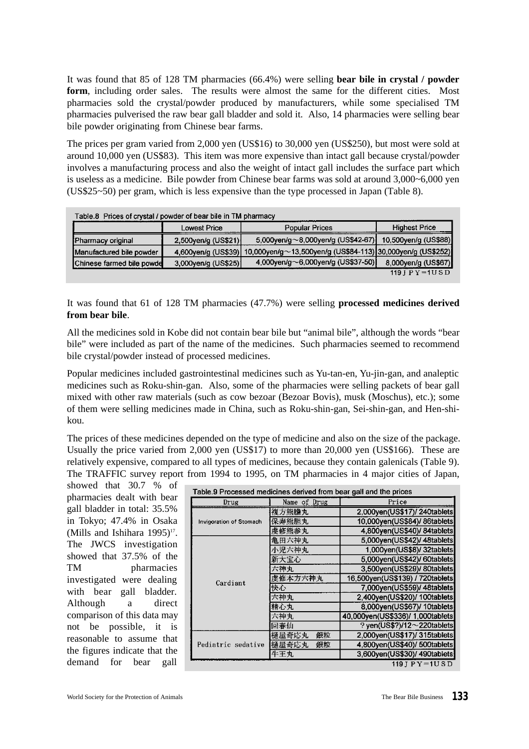It was found that 85 of 128 TM pharmacies (66.4%) were selling **bear bile in crystal / powder form**, including order sales. The results were almost the same for the different cities. Most pharmacies sold the crystal/powder produced by manufacturers, while some specialised TM pharmacies pulverised the raw bear gall bladder and sold it. Also, 14 pharmacies were selling bear bile powder originating from Chinese bear farms.

The prices per gram varied from 2,000 yen (US$16) to 30,000 yen (US$250), but most were sold at around 10,000 yen (US$83). This item was more expensive than intact gall because crystal/powder involves a manufacturing process and also the weight of intact gall includes the surface part which is useless as a medicine. Bile powder from Chinese bear farms was sold at around 3,000~6,000 yen (US$25~50) per gram, which is less expensive than the type processed in Japan (Table 8).

Table.8 Prices of crystal / powder of bear bile in TM pharmacy

| | Lowest Price | Popular Prices | Highest Price |
|---|---|---|---|
| Pharmacy original | 2,500yen/g (US$21) | 5,000yen/g～8,000yen/g (US$42-67) | 10,500yen/g (US$88) |
| Manufactured bile powder | 4,600yen/g (US$39) | 10,000yen/g～13,500yen/g (US$84-113) | 30,000yen/g (US$252) |
| Chinese farmed bile powde | 3,000yen/g (US$25) | 4,000yen/g～6,000yen/g (US$37-50) | 8,000yen/g (US$67) |

119ＪＰＹ=1ＵＳＤ

It was found that 61 of 128 TM pharmacies (47.7%) were selling **processed medicines derived from bear bile**.

All the medicines sold in Kobe did not contain bear bile but "animal bile", although the words "bear bile" were included as part of the name of the medicines. Such pharmacies seemed to recommend bile crystal/powder instead of processed medicines.

Popular medicines included gastrointestinal medicines such as Yu-tan-en, Yu-jin-gan, and analeptic medicines such as Roku-shin-gan. Also, some of the pharmacies were selling packets of bear gall mixed with other raw materials (such as cow bezoar (Bezoar Bovis), musk (Moschus), etc.); some of them were selling medicines made in China, such as Roku-shin-gan, Sei-shin-gan, and Hen-shi-kou.

The prices of these medicines depended on the type of medicine and also on the size of the package. Usually the price varied from 2,000 yen (US$17) to more than 20,000 yen (US$166). These are relatively expensive, compared to all types of medicines, because they contain galenicals (Table 9). The TRAFFIC survey report from 1994 to 1995, on TM pharmacies in 4 major cities of Japan, showed that 30.7 % of pharmacies dealt with bear gall bladder in total: 35.5% in Tokyo; 47.4% in Osaka (Mills and Ishihara 1995)[17]. The JWCS investigation showed that 37.5% of the TM pharmacies investigated were dealing with bear gall bladder. Although a direct comparison of this data may not be possible, it is reasonable to assume that the figures indicate that the demand for bear gall

Table.9 Processed medicines derived from bear gall and the prices

| Drug | Name of Drug | Price |
|---|---|---|
| Invigoration of Stomach | 複方熊膽丸 | 2,000yen(US$17)/ 240tablets |
| | 保寿熊胆丸 | 10,000yen(US$84)/ 86tablets |
| | 虔修熊参丸 | 4,800yen(US$40)/ 84tablets |
| Cardiant | 亀田六神丸 | 5,000yen(US$42)/ 48tablets |
| | 小児六神丸 | 1,000yen(US$8)/ 32tablets |
| | 新大宝心 | 5,000yen(US$42)/ 60tablets |
| | 六神丸 | 3,500yen(US$29)/ 80tablets |
| | 虔修本方六神丸 | 16,500yen(US$139) / 720tablets |
| | 快心 | 7,000yen(US$59)/ 48tablets |
| | 六神丸 | 2,400yen(US$20)/ 100tablets |
| | 精心丸 | 8,000yen(US$67)/ 10tablets |
| | 六神丸 | 40,000yen(US$336)/ 1,000tablets |
| | 回春仙 | ? yen(US$?)/12～220tablets |
| Pediatric sedative | 樋屋奇応丸　銀粒 | 2,000yen(US$17)/ 315tablets |
| | 樋屋奇応丸　銀粒 | 4,800yen(US$40)/ 500tablets |
| | 牛王丸 | 3,600yen(US$30)/ 490tablets |

119ＪＰＹ=1ＵＳＤ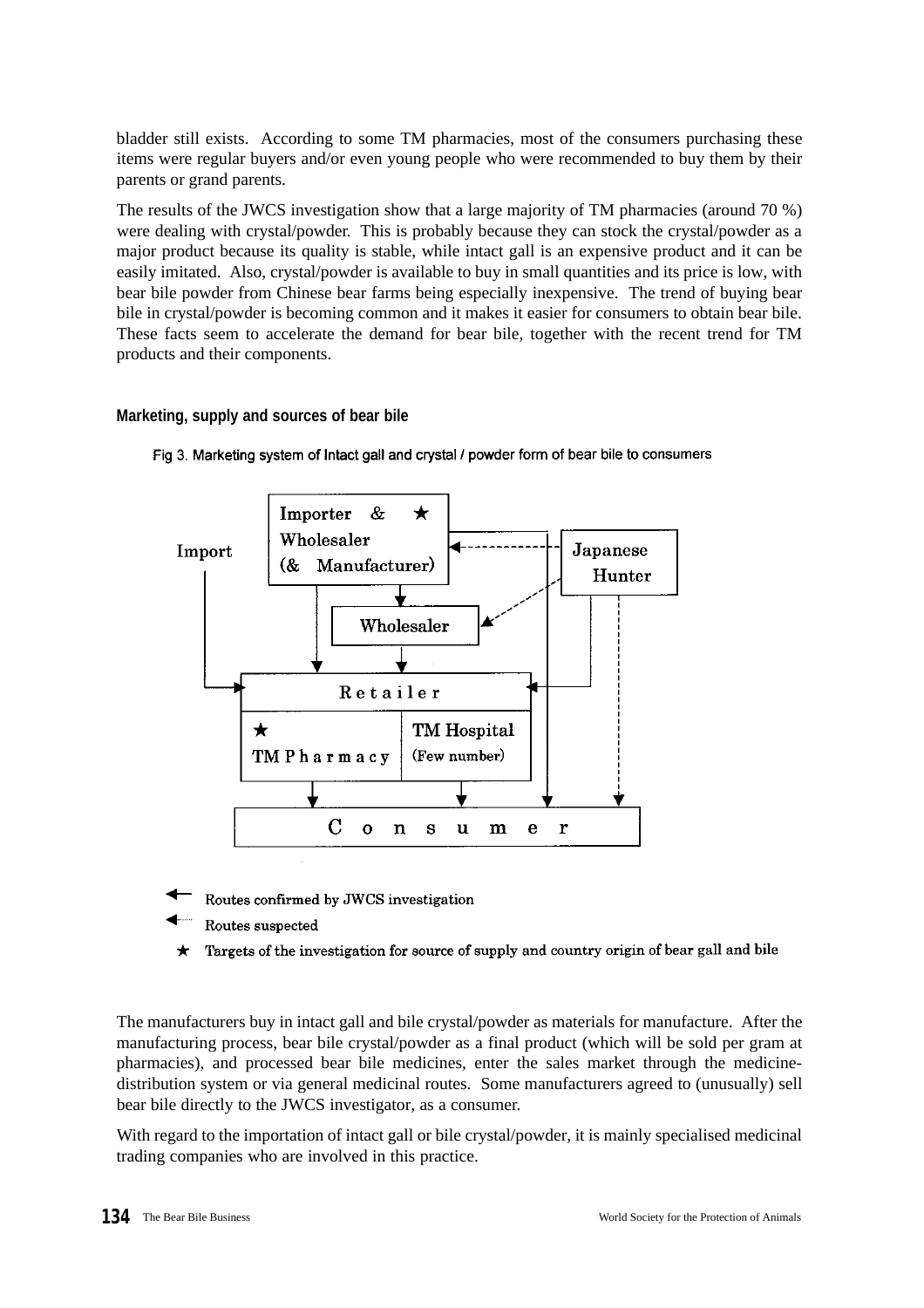bladder still exists. According to some TM pharmacies, most of the consumers purchasing these items were regular buyers and/or even young people who were recommended to buy them by their parents or grand parents.

The results of the JWCS investigation show that a large majority of TM pharmacies (around 70 %) were dealing with crystal/powder. This is probably because they can stock the crystal/powder as a major product because its quality is stable, while intact gall is an expensive product and it can be easily imitated. Also, crystal/powder is available to buy in small quantities and its price is low, with bear bile powder from Chinese bear farms being especially inexpensive. The trend of buying bear bile in crystal/powder is becoming common and it makes it easier for consumers to obtain bear bile. These facts seem to accelerate the demand for bear bile, together with the recent trend for TM products and their components.

#### Marketing, supply and sources of bear bile

Fig 3. Marketing system of Intact gall and crystal / powder form of bear bile to consumers

Import

Importer & ★ Wholesaler (& Manufacturer)

Japanese Hunter

Wholesaler

Retailer

★ TM Pharmacy

TM Hospital (Few number)

Consumer

Routes confirmed by JWCS investigation

Routes suspected

★ Targets of the investigation for source of supply and country origin of bear gall and bile

The manufacturers buy in intact gall and bile crystal/powder as materials for manufacture. After the manufacturing process, bear bile crystal/powder as a final product (which will be sold per gram at pharmacies), and processed bear bile medicines, enter the sales market through the medicine-distribution system or via general medicinal routes. Some manufacturers agreed to (unusually) sell bear bile directly to the JWCS investigator, as a consumer.

With regard to the importation of intact gall or bile crystal/powder, it is mainly specialised medicinal trading companies who are involved in this practice.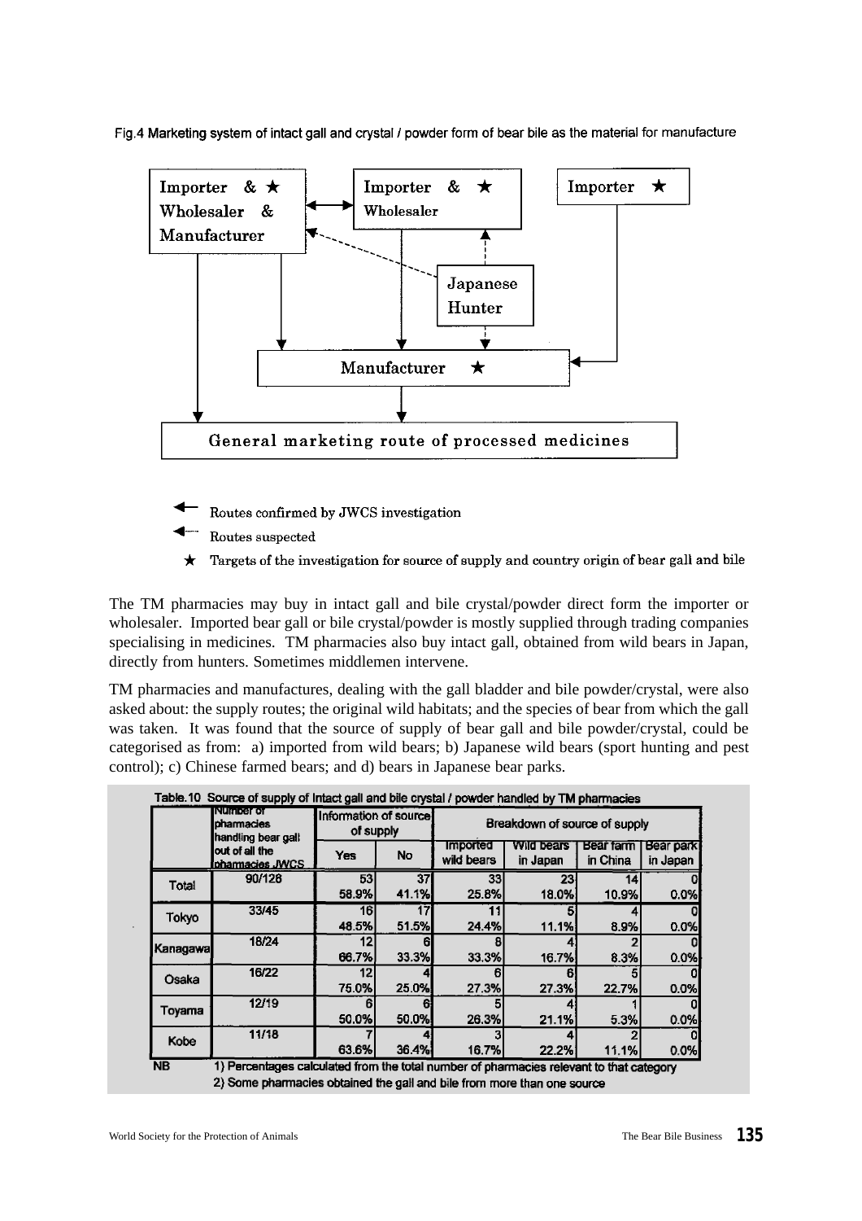Fig.4 Marketing system of intact gall and crystal / powder form of bear bile as the material for manufacture

Importer & ★ Wholesaler & Manufacturer

Importer & ★ Wholesaler

Importer ★

Japanese Hunter

Manufacturer ★

General marketing route of processed medicines

← Routes confirmed by JWCS investigation

←--- Routes suspected

★ Targets of the investigation for source of supply and country origin of bear gall and bile

The TM pharmacies may buy in intact gall and bile crystal/powder direct form the importer or wholesaler. Imported bear gall or bile crystal/powder is mostly supplied through trading companies specialising in medicines. TM pharmacies also buy intact gall, obtained from wild bears in Japan, directly from hunters. Sometimes middlemen intervene.

TM pharmacies and manufactures, dealing with the gall bladder and bile powder/crystal, were also asked about: the supply routes; the original wild habitats; and the species of bear from which the gall was taken. It was found that the source of supply of bear gall and bile powder/crystal, could be categorised as from: a) imported from wild bears; b) Japanese wild bears (sport hunting and pest control); c) Chinese farmed bears; and d) bears in Japanese bear parks.

Table.10 Source of supply of Intact gall and bile crystal / powder handled by TM pharmacies

| | Number of pharmacies handling bear gall out of all the pharmacies JWCS | Information of source of supply | | Breakdown of source of supply | | | |
|---|---|---|---|---|---|---|---|
| | | Yes | No | Imported wild bears | Wild bears in Japan | Bear farm in China | Bear park in Japan |
| Total | 90/128 | 53<br>58.9% | 37<br>41.1% | 33<br>25.8% | 23<br>18.0% | 14<br>10.9% | 0<br>0.0% |
| Tokyo | 33/45 | 16<br>48.5% | 17<br>51.5% | 11<br>24.4% | 5<br>11.1% | 4<br>8.9% | 0<br>0.0% |
| Kanagawa | 18/24 | 12<br>66.7% | 6<br>33.3% | 8<br>33.3% | 4<br>16.7% | 2<br>8.3% | 0<br>0.0% |
| Osaka | 16/22 | 12<br>75.0% | 4<br>25.0% | 6<br>27.3% | 6<br>27.3% | 5<br>22.7% | 0<br>0.0% |
| Toyama | 12/19 | 6<br>50.0% | 6<br>50.0% | 5<br>26.3% | 4<br>21.1% | 1<br>5.3% | 0<br>0.0% |
| Kobe | 11/18 | 7<br>63.6% | 4<br>36.4% | 3<br>16.7% | 4<br>22.2% | 2<br>11.1% | 0<br>0.0% |

NB 1) Percentages calculated from the total number of pharmacies relevant to that category
2) Some pharmacies obtained the gall and bile from more than one source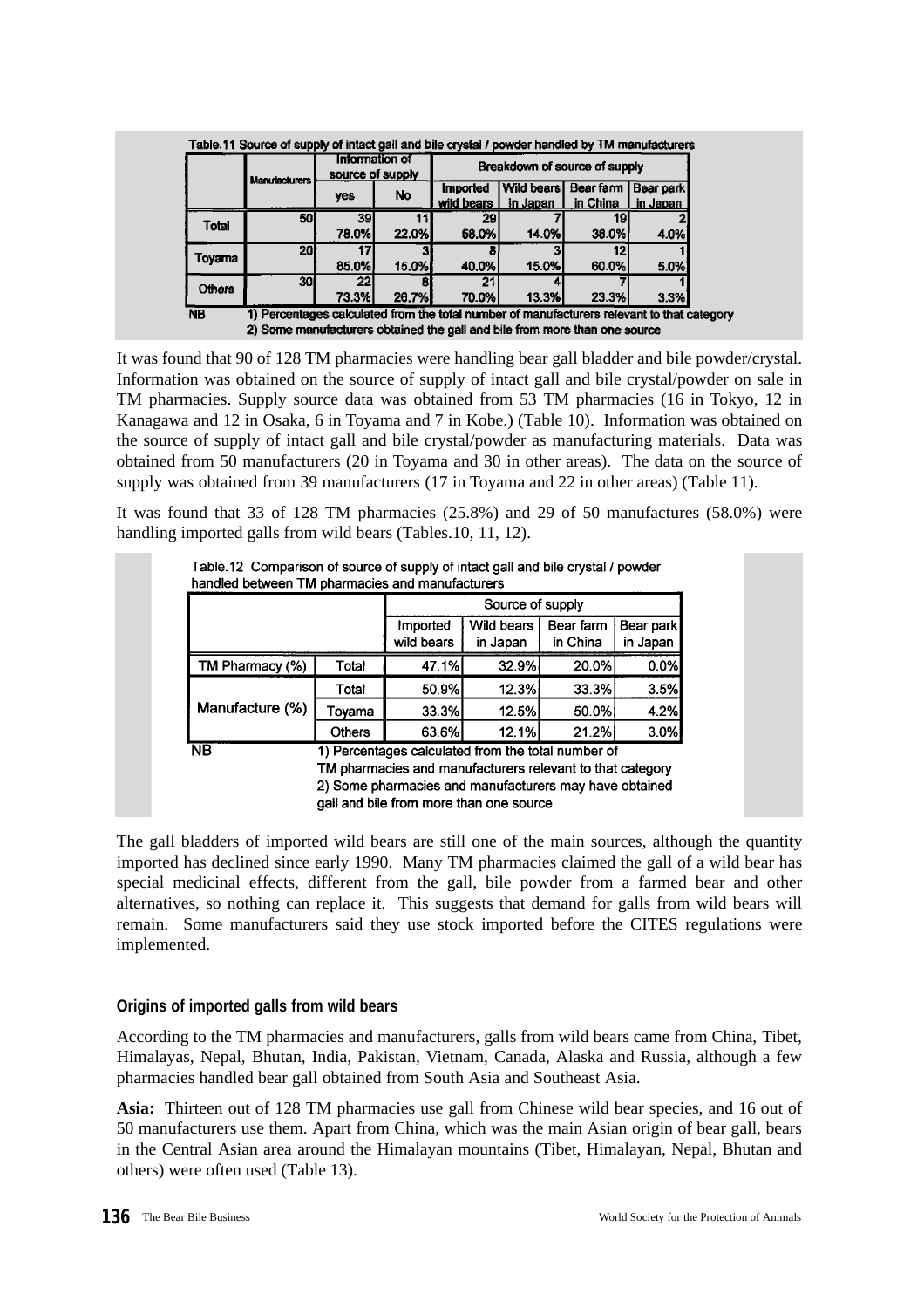Table.11 Source of supply of intact gall and bile crystal / powder handled by TM manufacturers

| | Manufacturers | Information of source of supply | | Breakdown of source of supply | | | |
|---|---|---|---|---|---|---|---|
| | | yes | No | Imported wild bears | Wild bears in Japan | Bear farm in China | Bear park in Japan |
| Total | 50 | 39 | 11 | 29 | 7 | 19 | 2 |
| | | 78.0% | 22.0% | 58.0% | 14.0% | 38.0% | 4.0% |
| Toyama | 20 | 17 | 3 | 8 | 3 | 12 | 1 |
| | | 85.0% | 15.0% | 40.0% | 15.0% | 60.0% | 5.0% |
| Others | 30 | 22 | 8 | 21 | 4 | 7 | 1 |
| | | 73.3% | 26.7% | 70.0% | 13.3% | 23.3% | 3.3% |

NB 1) Percentages calculated from the total number of manufacturers relevant to that category
2) Some manufacturers obtained the gall and bile from more than one source

It was found that 90 of 128 TM pharmacies were handling bear gall bladder and bile powder/crystal. Information was obtained on the source of supply of intact gall and bile crystal/powder on sale in TM pharmacies. Supply source data was obtained from 53 TM pharmacies (16 in Tokyo, 12 in Kanagawa and 12 in Osaka, 6 in Toyama and 7 in Kobe.) (Table 10). Information was obtained on the source of supply of intact gall and bile crystal/powder as manufacturing materials. Data was obtained from 50 manufacturers (20 in Toyama and 30 in other areas). The data on the source of supply was obtained from 39 manufacturers (17 in Toyama and 22 in other areas) (Table 11).

It was found that 33 of 128 TM pharmacies (25.8%) and 29 of 50 manufactures (58.0%) were handling imported galls from wild bears (Tables.10, 11, 12).

Table.12 Comparison of source of supply of intact gall and bile crystal / powder handled between TM pharmacies and manufacturers

| | | Source of supply | | | |
|---|---|---|---|---|---|
| | | Imported wild bears | Wild bears in Japan | Bear farm in China | Bear park in Japan |
| TM Pharmacy (%) | Total | 47.1% | 32.9% | 20.0% | 0.0% |
| Manufacture (%) | Total | 50.9% | 12.3% | 33.3% | 3.5% |
| | Toyama | 33.3% | 12.5% | 50.0% | 4.2% |
| | Others | 63.6% | 12.1% | 21.2% | 3.0% |

NB 1) Percentages calculated from the total number of TM pharmacies and manufacturers relevant to that category
2) Some pharmacies and manufacturers may have obtained gall and bile from more than one source

The gall bladders of imported wild bears are still one of the main sources, although the quantity imported has declined since early 1990. Many TM pharmacies claimed the gall of a wild bear has special medicinal effects, different from the gall, bile powder from a farmed bear and other alternatives, so nothing can replace it. This suggests that demand for galls from wild bears will remain. Some manufacturers said they use stock imported before the CITES regulations were implemented.

### Origins of imported galls from wild bears

According to the TM pharmacies and manufacturers, galls from wild bears came from China, Tibet, Himalayas, Nepal, Bhutan, India, Pakistan, Vietnam, Canada, Alaska and Russia, although a few pharmacies handled bear gall obtained from South Asia and Southeast Asia.

**Asia:** Thirteen out of 128 TM pharmacies use gall from Chinese wild bear species, and 16 out of 50 manufacturers use them. Apart from China, which was the main Asian origin of bear gall, bears in the Central Asian area around the Himalayan mountains (Tibet, Himalayan, Nepal, Bhutan and others) were often used (Table 13).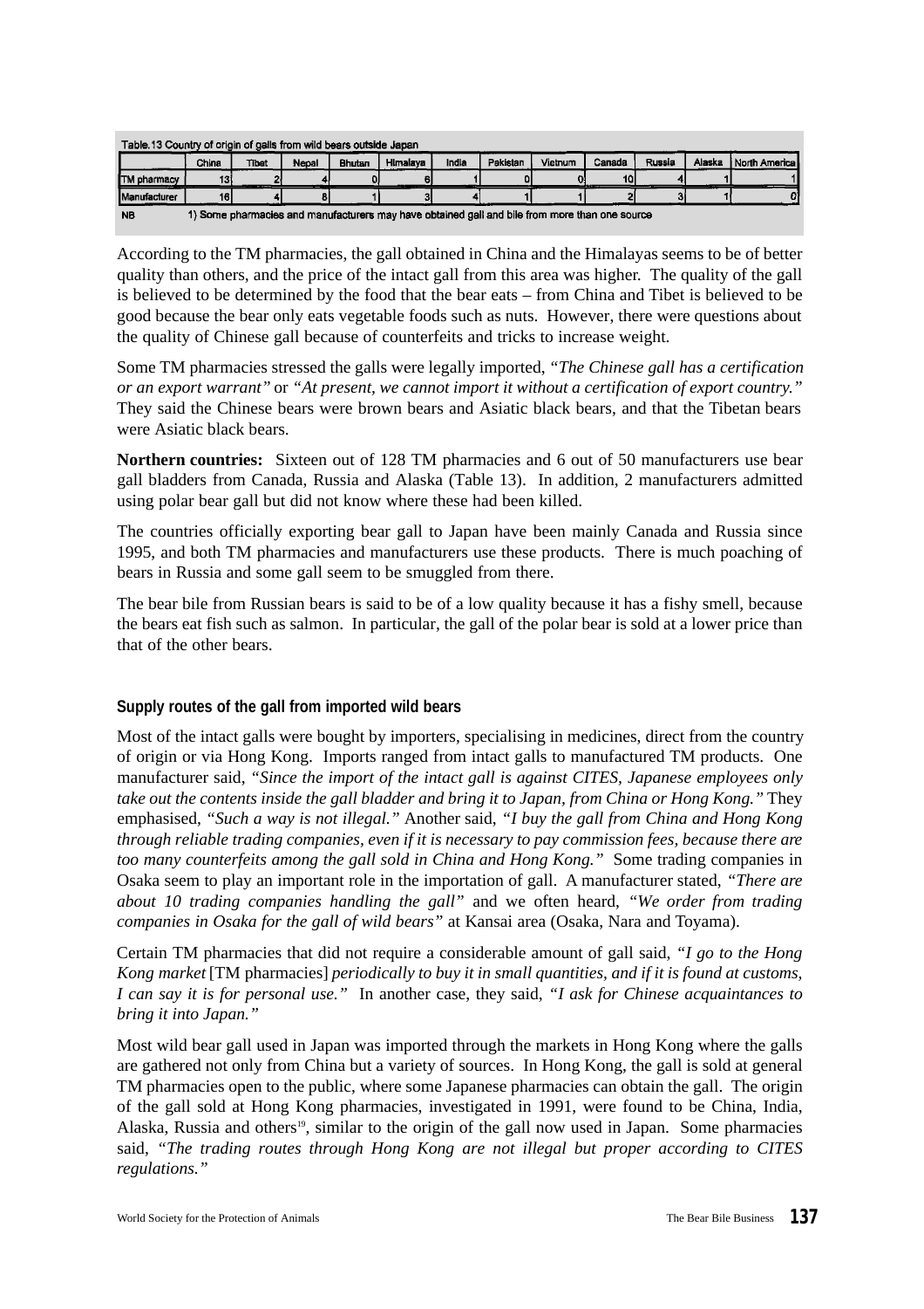Table.13 Country of origin of galls from wild bears outside Japan

| | China | Tibet | Nepal | Bhutan | Himalaya | India | Pakistan | Vietnum | Canada | Russia | Alaska | North America |
|---|---|---|---|---|---|---|---|---|---|---|---|---|
| TM pharmacy | 13 | 2 | 4 | 0 | 6 | 1 | 0 | 0 | 10 | 4 | 1 | 1 |
| Manufacturer | 16 | 4 | 8 | 1 | 3 | 4 | 1 | 1 | 2 | 3 | 1 | 0 |

NB 1) Some pharmacies and manufacturers may have obtained gall and bile from more than one source

According to the TM pharmacies, the gall obtained in China and the Himalayas seems to be of better quality than others, and the price of the intact gall from this area was higher. The quality of the gall is believed to be determined by the food that the bear eats – from China and Tibet is believed to be good because the bear only eats vegetable foods such as nuts. However, there were questions about the quality of Chinese gall because of counterfeits and tricks to increase weight.

Some TM pharmacies stressed the galls were legally imported, *"The Chinese gall has a certification or an export warrant"* or *"At present, we cannot import it without a certification of export country."* They said the Chinese bears were brown bears and Asiatic black bears, and that the Tibetan bears were Asiatic black bears.

**Northern countries:** Sixteen out of 128 TM pharmacies and 6 out of 50 manufacturers use bear gall bladders from Canada, Russia and Alaska (Table 13). In addition, 2 manufacturers admitted using polar bear gall but did not know where these had been killed.

The countries officially exporting bear gall to Japan have been mainly Canada and Russia since 1995, and both TM pharmacies and manufacturers use these products. There is much poaching of bears in Russia and some gall seem to be smuggled from there.

The bear bile from Russian bears is said to be of a low quality because it has a fishy smell, because the bears eat fish such as salmon. In particular, the gall of the polar bear is sold at a lower price than that of the other bears.

### Supply routes of the gall from imported wild bears

Most of the intact galls were bought by importers, specialising in medicines, direct from the country of origin or via Hong Kong. Imports ranged from intact galls to manufactured TM products. One manufacturer said, *"Since the import of the intact gall is against CITES, Japanese employees only take out the contents inside the gall bladder and bring it to Japan, from China or Hong Kong."* They emphasised, *"Such a way is not illegal."* Another said, *"I buy the gall from China and Hong Kong through reliable trading companies, even if it is necessary to pay commission fees, because there are too many counterfeits among the gall sold in China and Hong Kong."* Some trading companies in Osaka seem to play an important role in the importation of gall. A manufacturer stated, *"There are about 10 trading companies handling the gall"* and we often heard, *"We order from trading companies in Osaka for the gall of wild bears"* at Kansai area (Osaka, Nara and Toyama).

Certain TM pharmacies that did not require a considerable amount of gall said, *"I go to the Hong Kong market* [TM pharmacies] *periodically to buy it in small quantities, and if it is found at customs, I can say it is for personal use."* In another case, they said, *"I ask for Chinese acquaintances to bring it into Japan."*

Most wild bear gall used in Japan was imported through the markets in Hong Kong where the galls are gathered not only from China but a variety of sources. In Hong Kong, the gall is sold at general TM pharmacies open to the public, where some Japanese pharmacies can obtain the gall. The origin of the gall sold at Hong Kong pharmacies, investigated in 1991, were found to be China, India, Alaska, Russia and others[19], similar to the origin of the gall now used in Japan. Some pharmacies said, *"The trading routes through Hong Kong are not illegal but proper according to CITES regulations."*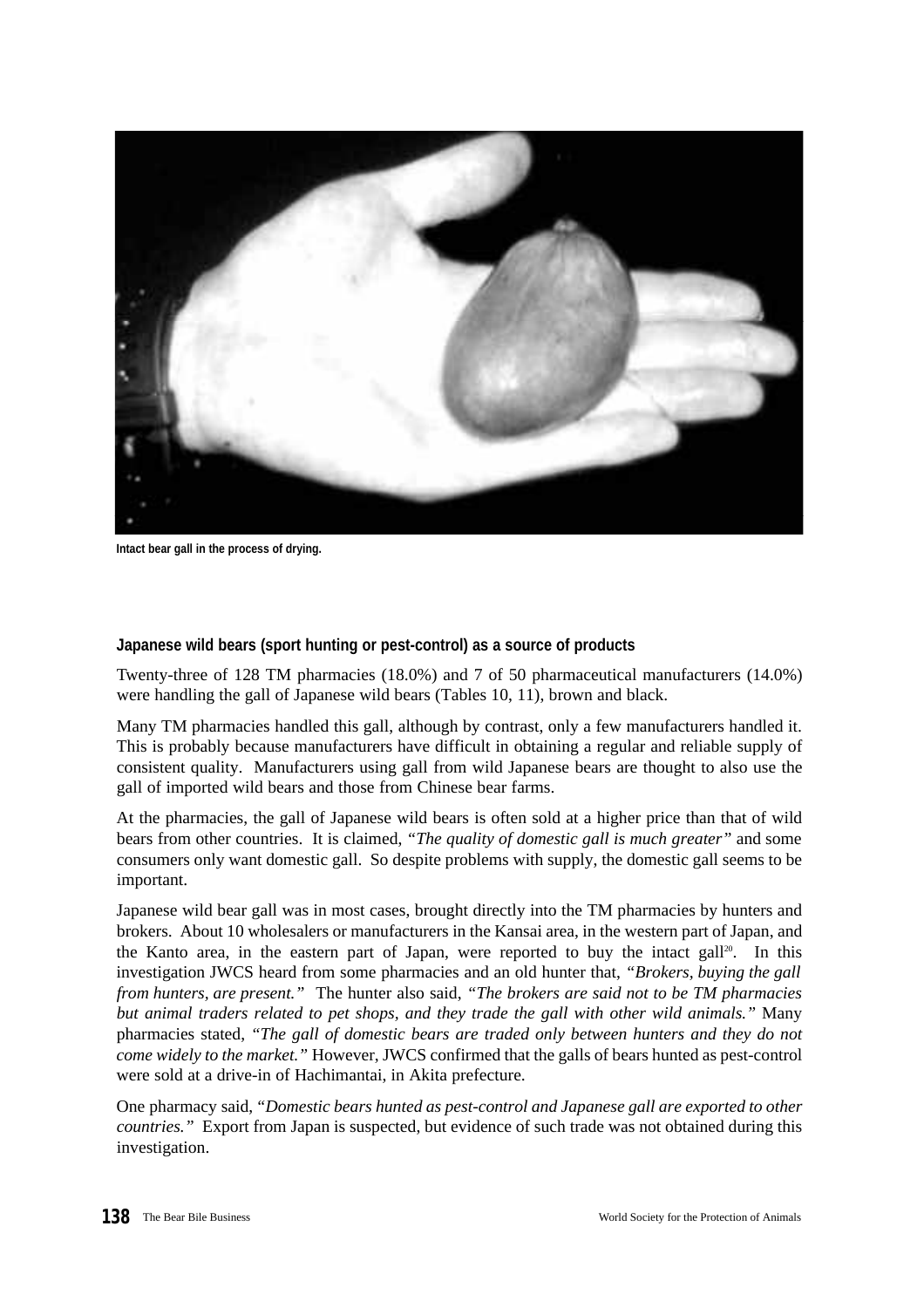Intact bear gall in the process of drying.

### Japanese wild bears (sport hunting or pest-control) as a source of products

Twenty-three of 128 TM pharmacies (18.0%) and 7 of 50 pharmaceutical manufacturers (14.0%) were handling the gall of Japanese wild bears (Tables 10, 11), brown and black.

Many TM pharmacies handled this gall, although by contrast, only a few manufacturers handled it. This is probably because manufacturers have difficult in obtaining a regular and reliable supply of consistent quality. Manufacturers using gall from wild Japanese bears are thought to also use the gall of imported wild bears and those from Chinese bear farms.

At the pharmacies, the gall of Japanese wild bears is often sold at a higher price than that of wild bears from other countries. It is claimed, *"The quality of domestic gall is much greater"* and some consumers only want domestic gall. So despite problems with supply, the domestic gall seems to be important.

Japanese wild bear gall was in most cases, brought directly into the TM pharmacies by hunters and brokers. About 10 wholesalers or manufacturers in the Kansai area, in the western part of Japan, and the Kanto area, in the eastern part of Japan, were reported to buy the intact gall[20]. In this investigation JWCS heard from some pharmacies and an old hunter that, *"Brokers, buying the gall from hunters, are present."* The hunter also said, *"The brokers are said not to be TM pharmacies but animal traders related to pet shops, and they trade the gall with other wild animals."* Many pharmacies stated, *"The gall of domestic bears are traded only between hunters and they do not come widely to the market."* However, JWCS confirmed that the galls of bears hunted as pest-control were sold at a drive-in of Hachimantai, in Akita prefecture.

One pharmacy said, *"Domestic bears hunted as pest-control and Japanese gall are exported to other countries."* Export from Japan is suspected, but evidence of such trade was not obtained during this investigation.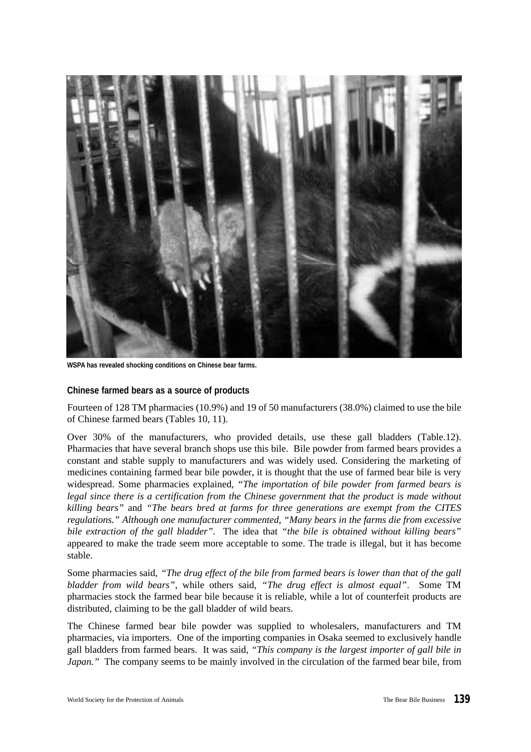WSPA has revealed shocking conditions on Chinese bear farms.

### Chinese farmed bears as a source of products

Fourteen of 128 TM pharmacies (10.9%) and 19 of 50 manufacturers (38.0%) claimed to use the bile of Chinese farmed bears (Tables 10, 11).

Over 30% of the manufacturers, who provided details, use these gall bladders (Table.12). Pharmacies that have several branch shops use this bile. Bile powder from farmed bears provides a constant and stable supply to manufacturers and was widely used. Considering the marketing of medicines containing farmed bear bile powder, it is thought that the use of farmed bear bile is very widespread. Some pharmacies explained, *"The importation of bile powder from farmed bears is legal since there is a certification from the Chinese government that the product is made without killing bears"* and *"The bears bred at farms for three generations are exempt from the CITES regulations." Although one manufacturer commented, "Many bears in the farms die from excessive bile extraction of the gall bladder".* The idea that *"the bile is obtained without killing bears"* appeared to make the trade seem more acceptable to some. The trade is illegal, but it has become stable.

Some pharmacies said, *"The drug effect of the bile from farmed bears is lower than that of the gall bladder from wild bears"*, while others said, *"The drug effect is almost equal"*. Some TM pharmacies stock the farmed bear bile because it is reliable, while a lot of counterfeit products are distributed, claiming to be the gall bladder of wild bears.

The Chinese farmed bear bile powder was supplied to wholesalers, manufacturers and TM pharmacies, via importers. One of the importing companies in Osaka seemed to exclusively handle gall bladders from farmed bears. It was said, *"This company is the largest importer of gall bile in Japan."* The company seems to be mainly involved in the circulation of the farmed bear bile, from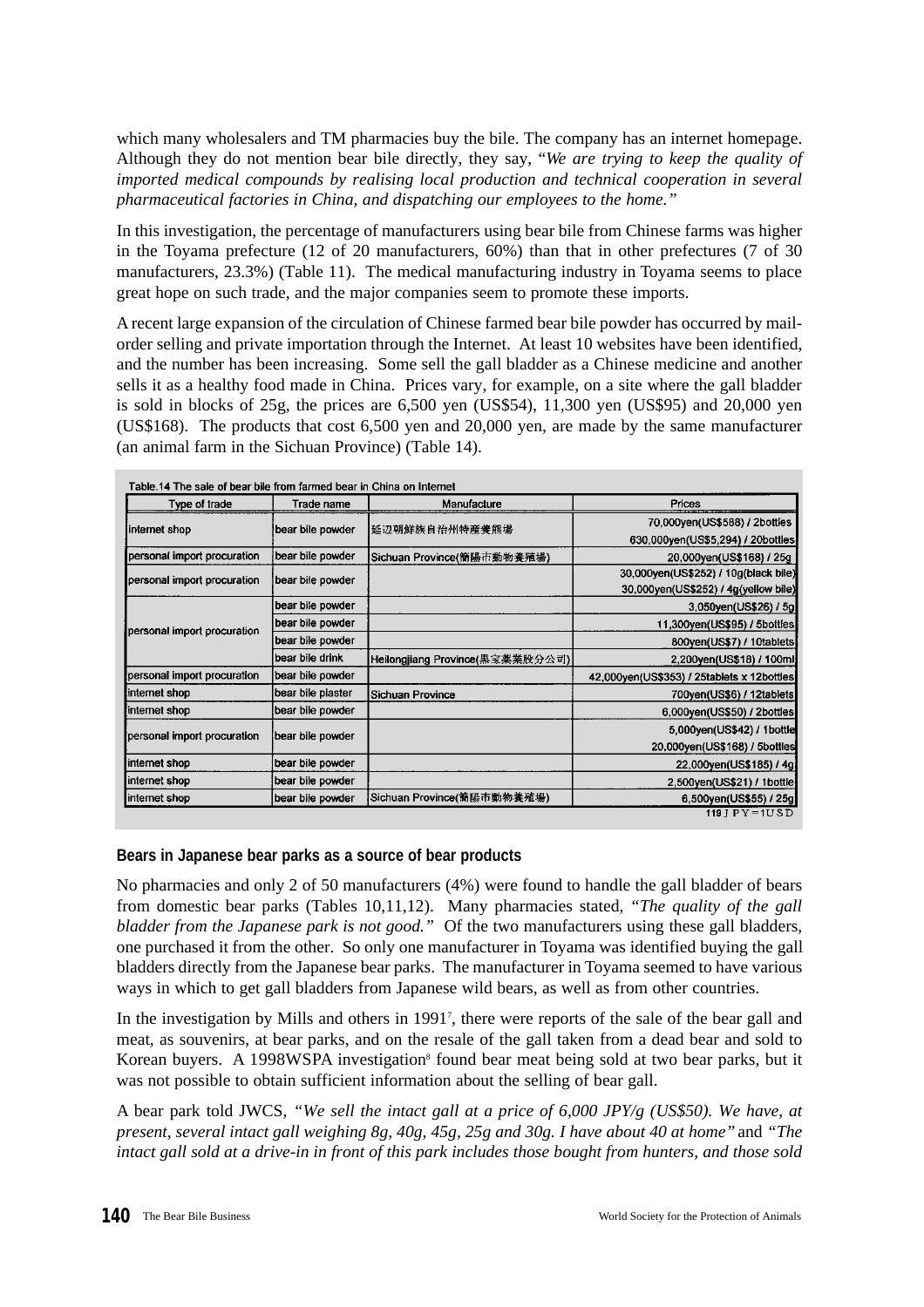which many wholesalers and TM pharmacies buy the bile. The company has an internet homepage. Although they do not mention bear bile directly, they say, "*We are trying to keep the quality of imported medical compounds by realising local production and technical cooperation in several pharmaceutical factories in China, and dispatching our employees to the home.*"

In this investigation, the percentage of manufacturers using bear bile from Chinese farms was higher in the Toyama prefecture (12 of 20 manufacturers, 60%) than that in other prefectures (7 of 30 manufacturers, 23.3%) (Table 11). The medical manufacturing industry in Toyama seems to place great hope on such trade, and the major companies seem to promote these imports.

A recent large expansion of the circulation of Chinese farmed bear bile powder has occurred by mail-order selling and private importation through the Internet. At least 10 websites have been identified, and the number has been increasing. Some sell the gall bladder as a Chinese medicine and another sells it as a healthy food made in China. Prices vary, for example, on a site where the gall bladder is sold in blocks of 25g, the prices are 6,500 yen (US$54), 11,300 yen (US$95) and 20,000 yen (US$168). The products that cost 6,500 yen and 20,000 yen, are made by the same manufacturer (an animal farm in the Sichuan Province) (Table 14).

Table.14 The sale of bear bile from farmed bear in China on Internet

| Type of trade | Trade name | Manufacture | Prices |
|---|---|---|---|
| internet shop | bear bile powder | 延辺朝鮮族自治州特産養熊場 | 70,000yen(US$588) / 2bottles<br>630,000yen(US$5,294) / 20bottles |
| personal import procuration | bear bile powder | Sichuan Province(簡陽市動物養殖場) | 20,000yen(US$168) / 25g |
| personal import procuration | bear bile powder | | 30,000yen(US$252) / 10g(black bile)<br>30,000yen(US$252) / 4g(yellow bile) |
| personal import procuration | bear bile powder | | 3,050yen(US$26) / 5g |
| | bear bile powder | | 11,300yen(US$95) / 5bottles |
| | bear bile powder | | 800yen(US$7) / 10tablets |
| | bear bile drink | Heilongjiang Province(黒宝薬業股分公司) | 2,200yen(US$18) / 100ml |
| personal import procuration | bear bile powder | | 42,000yen(US$353) / 25tablets x 12bottles |
| internet shop | bear bile plaster | Sichuan Province | 700yen(US$6) / 12tablets |
| internet shop | bear bile powder | | 6,000yen(US$50) / 2bottles |
| personal import procuration | bear bile powder | | 5,000yen(US$42) / 1bottle<br>20,000yen(US$168) / 5bottles |
| internet shop | bear bile powder | | 22,000yen(US$185) / 4g |
| internet shop | bear bile powder | | 2,500yen(US$21) / 1bottle |
| internet shop | bear bile powder | Sichuan Province(簡陽市動物養殖場) | 6,500yen(US$55) / 25g |

119 JPY=1USD

**Bears in Japanese bear parks as a source of bear products**

No pharmacies and only 2 of 50 manufacturers (4%) were found to handle the gall bladder of bears from domestic bear parks (Tables 10,11,12). Many pharmacies stated, "*The quality of the gall bladder from the Japanese park is not good.*" Of the two manufacturers using these gall bladders, one purchased it from the other. So only one manufacturer in Toyama was identified buying the gall bladders directly from the Japanese bear parks. The manufacturer in Toyama seemed to have various ways in which to get gall bladders from Japanese wild bears, as well as from other countries.

In the investigation by Mills and others in 1991[7], there were reports of the sale of the bear gall and meat, as souvenirs, at bear parks, and on the resale of the gall taken from a dead bear and sold to Korean buyers. A 1998WSPA investigation[8] found bear meat being sold at two bear parks, but it was not possible to obtain sufficient information about the selling of bear gall.

A bear park told JWCS, "*We sell the intact gall at a price of 6,000 JPY/g (US$50). We have, at present, several intact gall weighing 8g, 40g, 45g, 25g and 30g. I have about 40 at home*" and "*The intact gall sold at a drive-in in front of this park includes those bought from hunters, and those sold*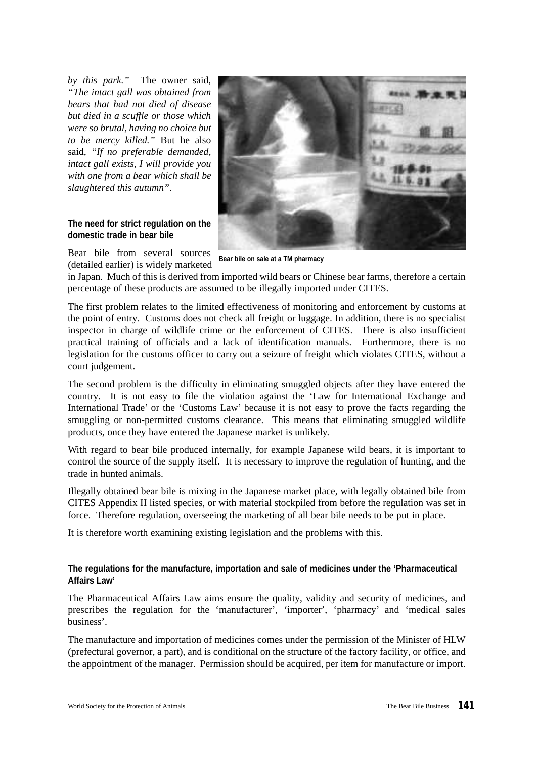*by this park."* The owner said, *"The intact gall was obtained from bears that had not died of disease but died in a scuffle or those which were so brutal, having no choice but to be mercy killed."* But he also said, *"If no preferable demanded, intact gall exists, I will provide you with one from a bear which shall be slaughtered this autumn"*.

**The need for strict regulation on the domestic trade in bear bile**

Bear bile on sale at a TM pharmacy

Bear bile from several sources (detailed earlier) is widely marketed in Japan. Much of this is derived from imported wild bears or Chinese bear farms, therefore a certain percentage of these products are assumed to be illegally imported under CITES.

The first problem relates to the limited effectiveness of monitoring and enforcement by customs at the point of entry. Customs does not check all freight or luggage. In addition, there is no specialist inspector in charge of wildlife crime or the enforcement of CITES. There is also insufficient practical training of officials and a lack of identification manuals. Furthermore, there is no legislation for the customs officer to carry out a seizure of freight which violates CITES, without a court judgement.

The second problem is the difficulty in eliminating smuggled objects after they have entered the country. It is not easy to file the violation against the 'Law for International Exchange and International Trade' or the 'Customs Law' because it is not easy to prove the facts regarding the smuggling or non-permitted customs clearance. This means that eliminating smuggled wildlife products, once they have entered the Japanese market is unlikely.

With regard to bear bile produced internally, for example Japanese wild bears, it is important to control the source of the supply itself. It is necessary to improve the regulation of hunting, and the trade in hunted animals.

Illegally obtained bear bile is mixing in the Japanese market place, with legally obtained bile from CITES Appendix II listed species, or with material stockpiled from before the regulation was set in force. Therefore regulation, overseeing the marketing of all bear bile needs to be put in place.

It is therefore worth examining existing legislation and the problems with this.

**The regulations for the manufacture, importation and sale of medicines under the 'Pharmaceutical Affairs Law'**

The Pharmaceutical Affairs Law aims ensure the quality, validity and security of medicines, and prescribes the regulation for the 'manufacturer', 'importer', 'pharmacy' and 'medical sales business'.

The manufacture and importation of medicines comes under the permission of the Minister of HLW (prefectural governor, a part), and is conditional on the structure of the factory facility, or office, and the appointment of the manager. Permission should be acquired, per item for manufacture or import.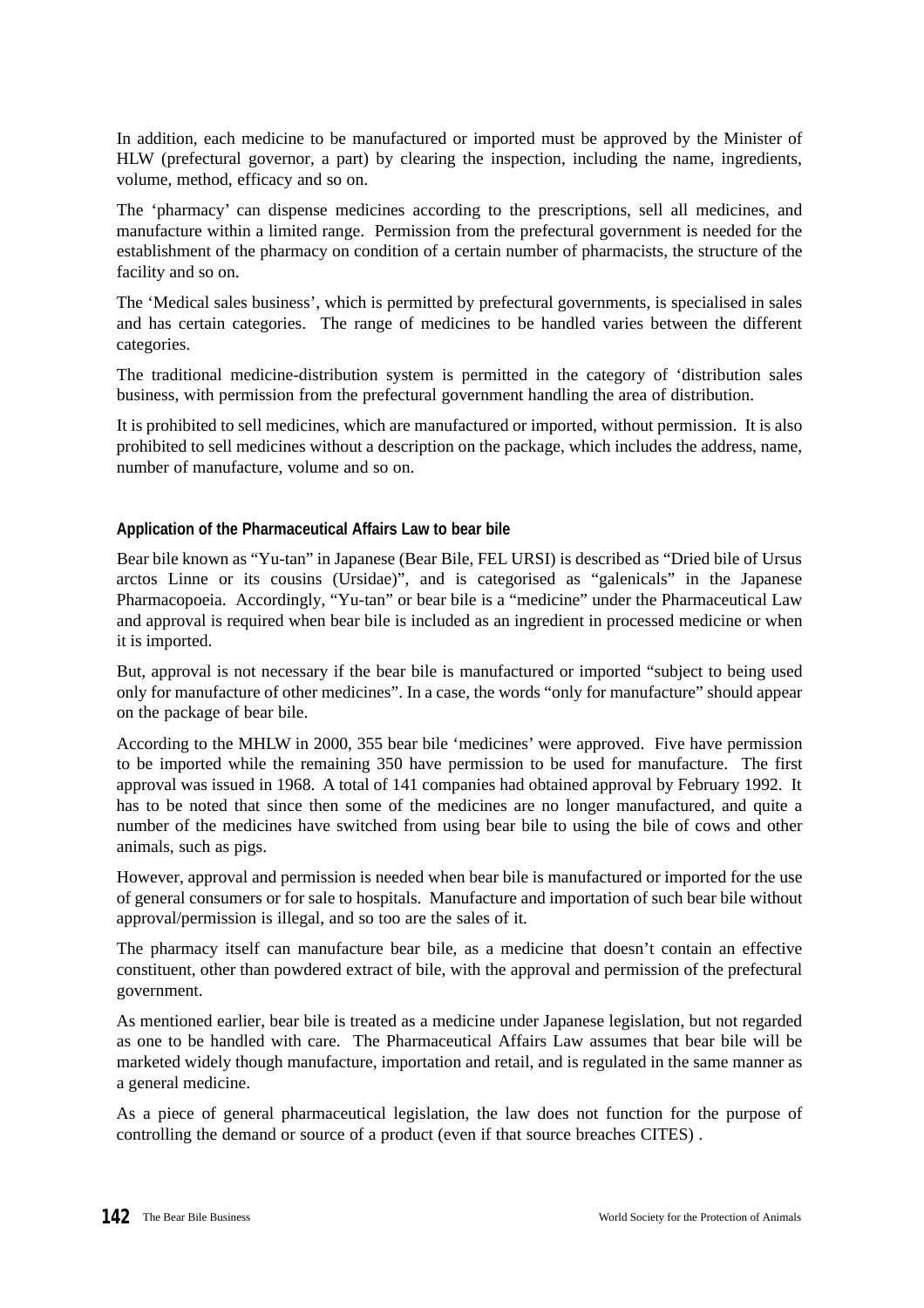In addition, each medicine to be manufactured or imported must be approved by the Minister of HLW (prefectural governor, a part) by clearing the inspection, including the name, ingredients, volume, method, efficacy and so on.

The 'pharmacy' can dispense medicines according to the prescriptions, sell all medicines, and manufacture within a limited range. Permission from the prefectural government is needed for the establishment of the pharmacy on condition of a certain number of pharmacists, the structure of the facility and so on.

The 'Medical sales business', which is permitted by prefectural governments, is specialised in sales and has certain categories. The range of medicines to be handled varies between the different categories.

The traditional medicine-distribution system is permitted in the category of 'distribution sales business, with permission from the prefectural government handling the area of distribution.

It is prohibited to sell medicines, which are manufactured or imported, without permission. It is also prohibited to sell medicines without a description on the package, which includes the address, name, number of manufacture, volume and so on.

**Application of the Pharmaceutical Affairs Law to bear bile**

Bear bile known as "Yu-tan" in Japanese (Bear Bile, FEL URSI) is described as "Dried bile of Ursus arctos Linne or its cousins (Ursidae)", and is categorised as "galenicals" in the Japanese Pharmacopoeia. Accordingly, "Yu-tan" or bear bile is a "medicine" under the Pharmaceutical Law and approval is required when bear bile is included as an ingredient in processed medicine or when it is imported.

But, approval is not necessary if the bear bile is manufactured or imported "subject to being used only for manufacture of other medicines". In a case, the words "only for manufacture" should appear on the package of bear bile.

According to the MHLW in 2000, 355 bear bile 'medicines' were approved. Five have permission to be imported while the remaining 350 have permission to be used for manufacture. The first approval was issued in 1968. A total of 141 companies had obtained approval by February 1992. It has to be noted that since then some of the medicines are no longer manufactured, and quite a number of the medicines have switched from using bear bile to using the bile of cows and other animals, such as pigs.

However, approval and permission is needed when bear bile is manufactured or imported for the use of general consumers or for sale to hospitals. Manufacture and importation of such bear bile without approval/permission is illegal, and so too are the sales of it.

The pharmacy itself can manufacture bear bile, as a medicine that doesn't contain an effective constituent, other than powdered extract of bile, with the approval and permission of the prefectural government.

As mentioned earlier, bear bile is treated as a medicine under Japanese legislation, but not regarded as one to be handled with care. The Pharmaceutical Affairs Law assumes that bear bile will be marketed widely though manufacture, importation and retail, and is regulated in the same manner as a general medicine.

As a piece of general pharmaceutical legislation, the law does not function for the purpose of controlling the demand or source of a product (even if that source breaches CITES) .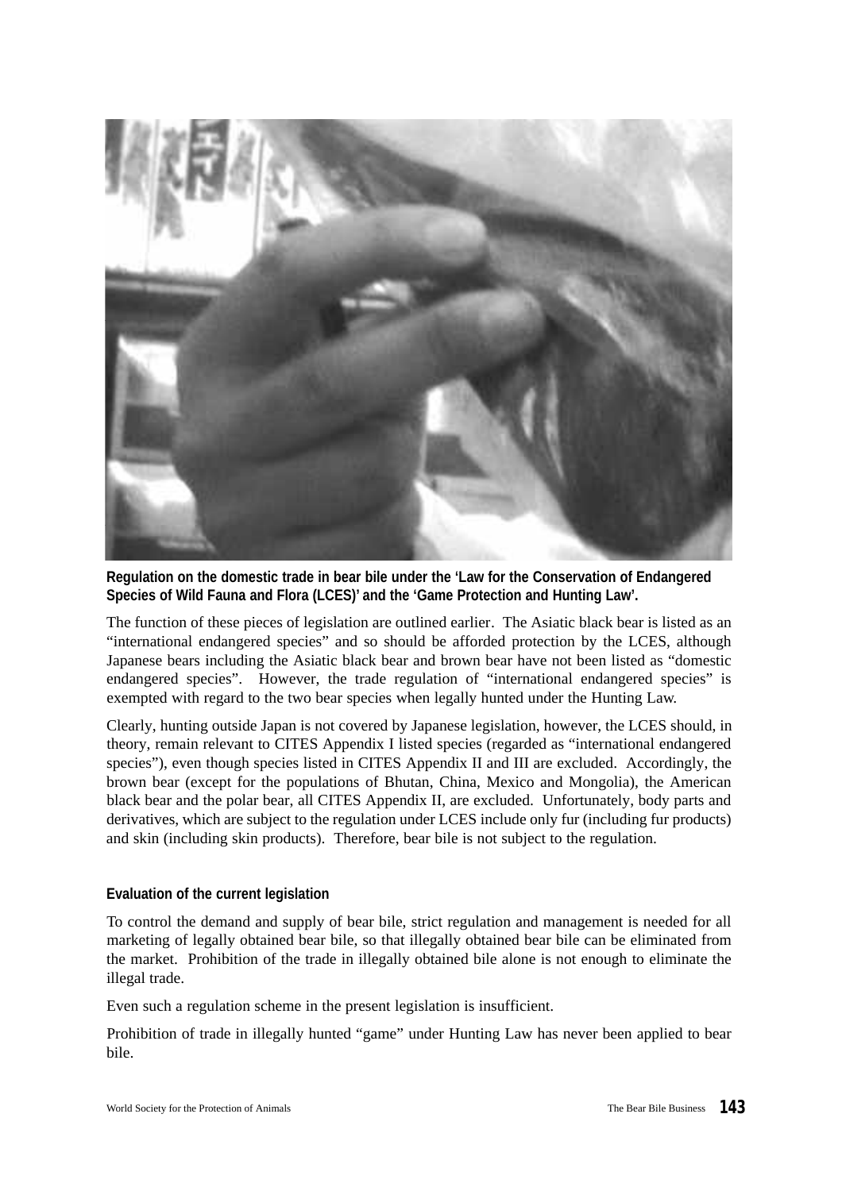**Regulation on the domestic trade in bear bile under the 'Law for the Conservation of Endangered Species of Wild Fauna and Flora (LCES)' and the 'Game Protection and Hunting Law'.**

The function of these pieces of legislation are outlined earlier. The Asiatic black bear is listed as an "international endangered species" and so should be afforded protection by the LCES, although Japanese bears including the Asiatic black bear and brown bear have not been listed as "domestic endangered species". However, the trade regulation of "international endangered species" is exempted with regard to the two bear species when legally hunted under the Hunting Law.

Clearly, hunting outside Japan is not covered by Japanese legislation, however, the LCES should, in theory, remain relevant to CITES Appendix I listed species (regarded as "international endangered species"), even though species listed in CITES Appendix II and III are excluded. Accordingly, the brown bear (except for the populations of Bhutan, China, Mexico and Mongolia), the American black bear and the polar bear, all CITES Appendix II, are excluded. Unfortunately, body parts and derivatives, which are subject to the regulation under LCES include only fur (including fur products) and skin (including skin products). Therefore, bear bile is not subject to the regulation.

**Evaluation of the current legislation**

To control the demand and supply of bear bile, strict regulation and management is needed for all marketing of legally obtained bear bile, so that illegally obtained bear bile can be eliminated from the market. Prohibition of the trade in illegally obtained bile alone is not enough to eliminate the illegal trade.

Even such a regulation scheme in the present legislation is insufficient.

Prohibition of trade in illegally hunted "game" under Hunting Law has never been applied to bear bile.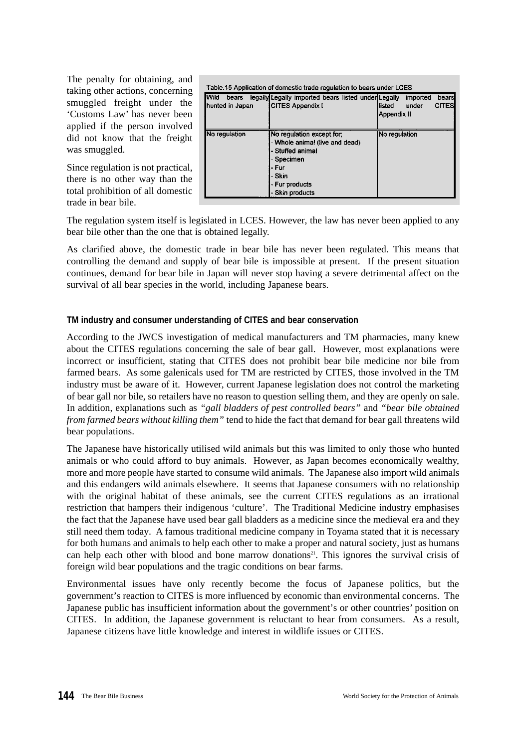The penalty for obtaining, and taking other actions, concerning smuggled freight under the 'Customs Law' has never been applied if the person involved did not know that the freight was smuggled.

Since regulation is not practical, there is no other way than the total prohibition of all domestic trade in bear bile.

Table.15 Application of domestic trade regulation to bears under LCES

| Wild bears legally hunted in Japan | Legally imported bears listed under CITES Appendix I | Legally imported bears listed under CITES Appendix II |
|---|---|---|
| No regulation | No regulation except for;<br>- Whole animal (live and dead)<br>- Stuffed animal<br>- Specimen<br>- Fur<br>- Skin<br>- Fur products<br>- Skin products | No regulation |

The regulation system itself is legislated in LCES. However, the law has never been applied to any bear bile other than the one that is obtained legally.

As clarified above, the domestic trade in bear bile has never been regulated. This means that controlling the demand and supply of bear bile is impossible at present. If the present situation continues, demand for bear bile in Japan will never stop having a severe detrimental affect on the survival of all bear species in the world, including Japanese bears.

#### TM industry and consumer understanding of CITES and bear conservation

According to the JWCS investigation of medical manufacturers and TM pharmacies, many knew about the CITES regulations concerning the sale of bear gall. However, most explanations were incorrect or insufficient, stating that CITES does not prohibit bear bile medicine nor bile from farmed bears. As some galenicals used for TM are restricted by CITES, those involved in the TM industry must be aware of it. However, current Japanese legislation does not control the marketing of bear gall nor bile, so retailers have no reason to question selling them, and they are openly on sale. In addition, explanations such as *"gall bladders of pest controlled bears"* and *"bear bile obtained from farmed bears without killing them"* tend to hide the fact that demand for bear gall threatens wild bear populations.

The Japanese have historically utilised wild animals but this was limited to only those who hunted animals or who could afford to buy animals. However, as Japan becomes economically wealthy, more and more people have started to consume wild animals. The Japanese also import wild animals and this endangers wild animals elsewhere. It seems that Japanese consumers with no relationship with the original habitat of these animals, see the current CITES regulations as an irrational restriction that hampers their indigenous 'culture'. The Traditional Medicine industry emphasises the fact that the Japanese have used bear gall bladders as a medicine since the medieval era and they still need them today. A famous traditional medicine company in Toyama stated that it is necessary for both humans and animals to help each other to make a proper and natural society, just as humans can help each other with blood and bone marrow donations[21]. This ignores the survival crisis of foreign wild bear populations and the tragic conditions on bear farms.

Environmental issues have only recently become the focus of Japanese politics, but the government's reaction to CITES is more influenced by economic than environmental concerns. The Japanese public has insufficient information about the government's or other countries' position on CITES. In addition, the Japanese government is reluctant to hear from consumers. As a result, Japanese citizens have little knowledge and interest in wildlife issues or CITES.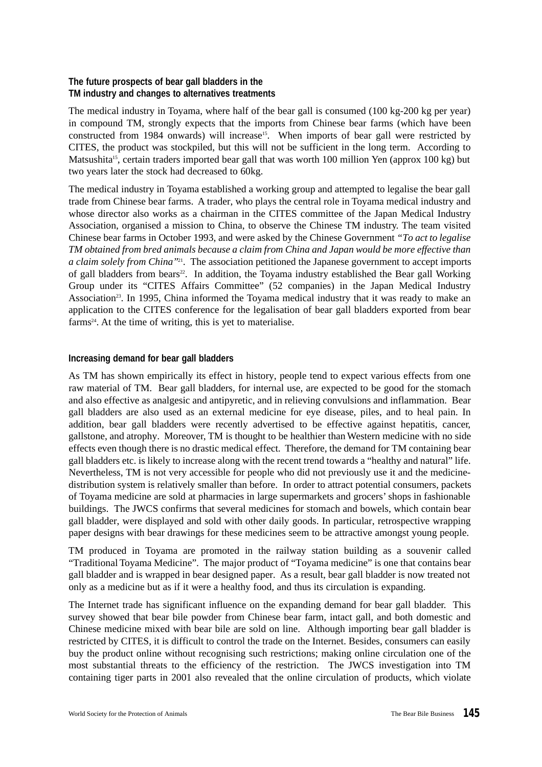### The future prospects of bear gall bladders in the TM industry and changes to alternatives treatments

The medical industry in Toyama, where half of the bear gall is consumed (100 kg-200 kg per year) in compound TM, strongly expects that the imports from Chinese bear farms (which have been constructed from 1984 onwards) will increase[15]. When imports of bear gall were restricted by CITES, the product was stockpiled, but this will not be sufficient in the long term. According to Matsushita[15], certain traders imported bear gall that was worth 100 million Yen (approx 100 kg) but two years later the stock had decreased to 60kg.

The medical industry in Toyama established a working group and attempted to legalise the bear gall trade from Chinese bear farms. A trader, who plays the central role in Toyama medical industry and whose director also works as a chairman in the CITES committee of the Japan Medical Industry Association, organised a mission to China, to observe the Chinese TM industry. The team visited Chinese bear farms in October 1993, and were asked by the Chinese Government *"To act to legalise TM obtained from bred animals because a claim from China and Japan would be more effective than a claim solely from China"*[21]. The association petitioned the Japanese government to accept imports of gall bladders from bears[22]. In addition, the Toyama industry established the Bear gall Working Group under its "CITES Affairs Committee" (52 companies) in the Japan Medical Industry Association[23]. In 1995, China informed the Toyama medical industry that it was ready to make an application to the CITES conference for the legalisation of bear gall bladders exported from bear farms[24]. At the time of writing, this is yet to materialise.

### Increasing demand for bear gall bladders

As TM has shown empirically its effect in history, people tend to expect various effects from one raw material of TM. Bear gall bladders, for internal use, are expected to be good for the stomach and also effective as analgesic and antipyretic, and in relieving convulsions and inflammation. Bear gall bladders are also used as an external medicine for eye disease, piles, and to heal pain. In addition, bear gall bladders were recently advertised to be effective against hepatitis, cancer, gallstone, and atrophy. Moreover, TM is thought to be healthier than Western medicine with no side effects even though there is no drastic medical effect. Therefore, the demand for TM containing bear gall bladders etc. is likely to increase along with the recent trend towards a "healthy and natural" life. Nevertheless, TM is not very accessible for people who did not previously use it and the medicine-distribution system is relatively smaller than before. In order to attract potential consumers, packets of Toyama medicine are sold at pharmacies in large supermarkets and grocers' shops in fashionable buildings. The JWCS confirms that several medicines for stomach and bowels, which contain bear gall bladder, were displayed and sold with other daily goods. In particular, retrospective wrapping paper designs with bear drawings for these medicines seem to be attractive amongst young people.

TM produced in Toyama are promoted in the railway station building as a souvenir called "Traditional Toyama Medicine". The major product of "Toyama medicine" is one that contains bear gall bladder and is wrapped in bear designed paper. As a result, bear gall bladder is now treated not only as a medicine but as if it were a healthy food, and thus its circulation is expanding.

The Internet trade has significant influence on the expanding demand for bear gall bladder. This survey showed that bear bile powder from Chinese bear farm, intact gall, and both domestic and Chinese medicine mixed with bear bile are sold on line. Although importing bear gall bladder is restricted by CITES, it is difficult to control the trade on the Internet. Besides, consumers can easily buy the product online without recognising such restrictions; making online circulation one of the most substantial threats to the efficiency of the restriction. The JWCS investigation into TM containing tiger parts in 2001 also revealed that the online circulation of products, which violate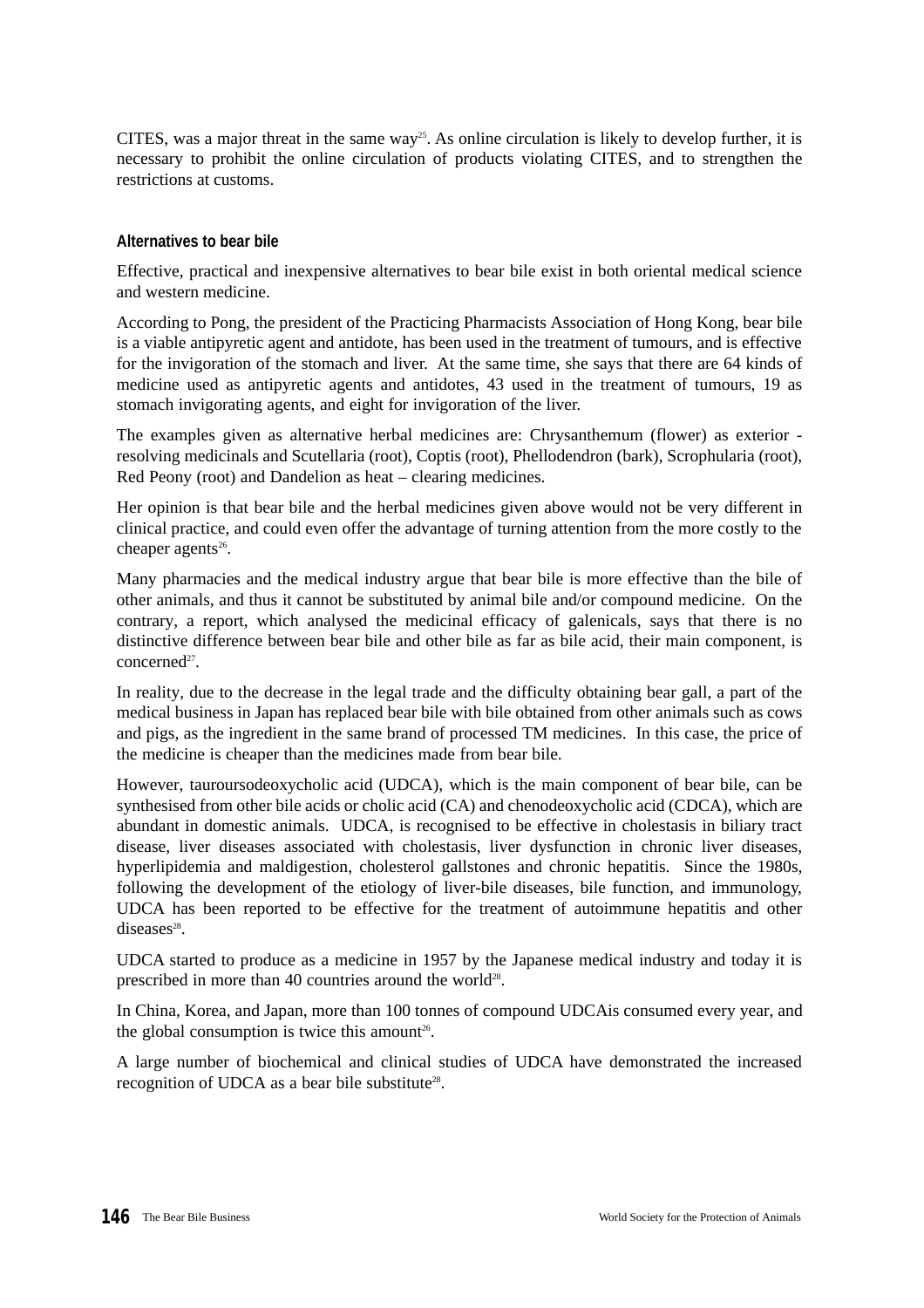CITES, was a major threat in the same way[25]. As online circulation is likely to develop further, it is necessary to prohibit the online circulation of products violating CITES, and to strengthen the restrictions at customs.

**Alternatives to bear bile**

Effective, practical and inexpensive alternatives to bear bile exist in both oriental medical science and western medicine.

According to Pong, the president of the Practicing Pharmacists Association of Hong Kong, bear bile is a viable antipyretic agent and antidote, has been used in the treatment of tumours, and is effective for the invigoration of the stomach and liver. At the same time, she says that there are 64 kinds of medicine used as antipyretic agents and antidotes, 43 used in the treatment of tumours, 19 as stomach invigorating agents, and eight for invigoration of the liver.

The examples given as alternative herbal medicines are: Chrysanthemum (flower) as exterior - resolving medicinals and Scutellaria (root), Coptis (root), Phellodendron (bark), Scrophularia (root), Red Peony (root) and Dandelion as heat – clearing medicines.

Her opinion is that bear bile and the herbal medicines given above would not be very different in clinical practice, and could even offer the advantage of turning attention from the more costly to the cheaper agents[26].

Many pharmacies and the medical industry argue that bear bile is more effective than the bile of other animals, and thus it cannot be substituted by animal bile and/or compound medicine. On the contrary, a report, which analysed the medicinal efficacy of galenicals, says that there is no distinctive difference between bear bile and other bile as far as bile acid, their main component, is concerned[27].

In reality, due to the decrease in the legal trade and the difficulty obtaining bear gall, a part of the medical business in Japan has replaced bear bile with bile obtained from other animals such as cows and pigs, as the ingredient in the same brand of processed TM medicines. In this case, the price of the medicine is cheaper than the medicines made from bear bile.

However, tauroursodeoxycholic acid (UDCA), which is the main component of bear bile, can be synthesised from other bile acids or cholic acid (CA) and chenodeoxycholic acid (CDCA), which are abundant in domestic animals. UDCA, is recognised to be effective in cholestasis in biliary tract disease, liver diseases associated with cholestasis, liver dysfunction in chronic liver diseases, hyperlipidemia and maldigestion, cholesterol gallstones and chronic hepatitis. Since the 1980s, following the development of the etiology of liver-bile diseases, bile function, and immunology, UDCA has been reported to be effective for the treatment of autoimmune hepatitis and other diseases[28].

UDCA started to produce as a medicine in 1957 by the Japanese medical industry and today it is prescribed in more than 40 countries around the world[28].

In China, Korea, and Japan, more than 100 tonnes of compound UDCAis consumed every year, and the global consumption is twice this amount[26].

A large number of biochemical and clinical studies of UDCA have demonstrated the increased recognition of UDCA as a bear bile substitute[28].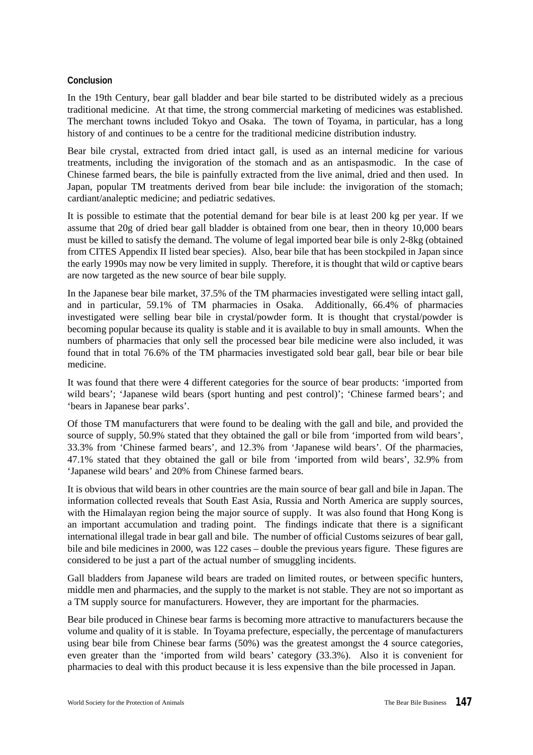## Conclusion

In the 19th Century, bear gall bladder and bear bile started to be distributed widely as a precious traditional medicine. At that time, the strong commercial marketing of medicines was established. The merchant towns included Tokyo and Osaka. The town of Toyama, in particular, has a long history of and continues to be a centre for the traditional medicine distribution industry.

Bear bile crystal, extracted from dried intact gall, is used as an internal medicine for various treatments, including the invigoration of the stomach and as an antispasmodic. In the case of Chinese farmed bears, the bile is painfully extracted from the live animal, dried and then used. In Japan, popular TM treatments derived from bear bile include: the invigoration of the stomach; cardiant/analeptic medicine; and pediatric sedatives.

It is possible to estimate that the potential demand for bear bile is at least 200 kg per year. If we assume that 20g of dried bear gall bladder is obtained from one bear, then in theory 10,000 bears must be killed to satisfy the demand. The volume of legal imported bear bile is only 2-8kg (obtained from CITES Appendix II listed bear species). Also, bear bile that has been stockpiled in Japan since the early 1990s may now be very limited in supply. Therefore, it is thought that wild or captive bears are now targeted as the new source of bear bile supply.

In the Japanese bear bile market, 37.5% of the TM pharmacies investigated were selling intact gall, and in particular, 59.1% of TM pharmacies in Osaka. Additionally, 66.4% of pharmacies investigated were selling bear bile in crystal/powder form. It is thought that crystal/powder is becoming popular because its quality is stable and it is available to buy in small amounts. When the numbers of pharmacies that only sell the processed bear bile medicine were also included, it was found that in total 76.6% of the TM pharmacies investigated sold bear gall, bear bile or bear bile medicine.

It was found that there were 4 different categories for the source of bear products: 'imported from wild bears'; 'Japanese wild bears (sport hunting and pest control)'; 'Chinese farmed bears'; and 'bears in Japanese bear parks'.

Of those TM manufacturers that were found to be dealing with the gall and bile, and provided the source of supply, 50.9% stated that they obtained the gall or bile from 'imported from wild bears', 33.3% from 'Chinese farmed bears', and 12.3% from 'Japanese wild bears'. Of the pharmacies, 47.1% stated that they obtained the gall or bile from 'imported from wild bears', 32.9% from 'Japanese wild bears' and 20% from Chinese farmed bears.

It is obvious that wild bears in other countries are the main source of bear gall and bile in Japan. The information collected reveals that South East Asia, Russia and North America are supply sources, with the Himalayan region being the major source of supply. It was also found that Hong Kong is an important accumulation and trading point. The findings indicate that there is a significant international illegal trade in bear gall and bile. The number of official Customs seizures of bear gall, bile and bile medicines in 2000, was 122 cases – double the previous years figure. These figures are considered to be just a part of the actual number of smuggling incidents.

Gall bladders from Japanese wild bears are traded on limited routes, or between specific hunters, middle men and pharmacies, and the supply to the market is not stable. They are not so important as a TM supply source for manufacturers. However, they are important for the pharmacies.

Bear bile produced in Chinese bear farms is becoming more attractive to manufacturers because the volume and quality of it is stable. In Toyama prefecture, especially, the percentage of manufacturers using bear bile from Chinese bear farms (50%) was the greatest amongst the 4 source categories, even greater than the 'imported from wild bears' category (33.3%). Also it is convenient for pharmacies to deal with this product because it is less expensive than the bile processed in Japan.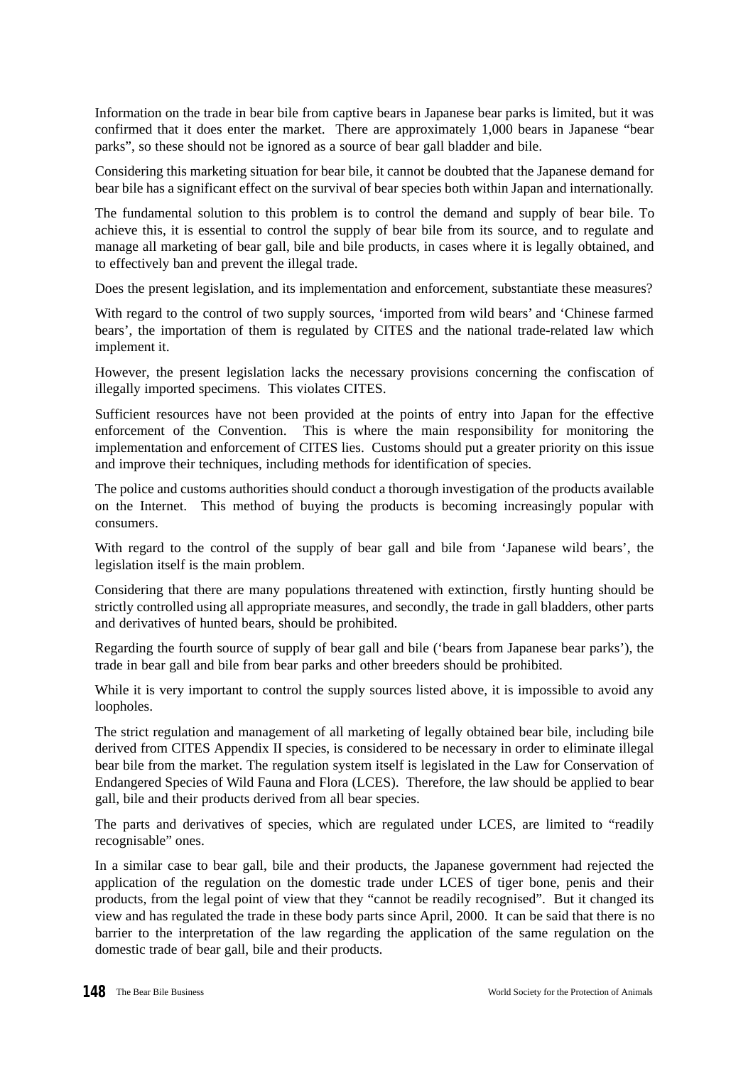Information on the trade in bear bile from captive bears in Japanese bear parks is limited, but it was confirmed that it does enter the market. There are approximately 1,000 bears in Japanese "bear parks", so these should not be ignored as a source of bear gall bladder and bile.

Considering this marketing situation for bear bile, it cannot be doubted that the Japanese demand for bear bile has a significant effect on the survival of bear species both within Japan and internationally.

The fundamental solution to this problem is to control the demand and supply of bear bile. To achieve this, it is essential to control the supply of bear bile from its source, and to regulate and manage all marketing of bear gall, bile and bile products, in cases where it is legally obtained, and to effectively ban and prevent the illegal trade.

Does the present legislation, and its implementation and enforcement, substantiate these measures?

With regard to the control of two supply sources, 'imported from wild bears' and 'Chinese farmed bears', the importation of them is regulated by CITES and the national trade-related law which implement it.

However, the present legislation lacks the necessary provisions concerning the confiscation of illegally imported specimens. This violates CITES.

Sufficient resources have not been provided at the points of entry into Japan for the effective enforcement of the Convention. This is where the main responsibility for monitoring the implementation and enforcement of CITES lies. Customs should put a greater priority on this issue and improve their techniques, including methods for identification of species.

The police and customs authorities should conduct a thorough investigation of the products available on the Internet. This method of buying the products is becoming increasingly popular with consumers.

With regard to the control of the supply of bear gall and bile from 'Japanese wild bears', the legislation itself is the main problem.

Considering that there are many populations threatened with extinction, firstly hunting should be strictly controlled using all appropriate measures, and secondly, the trade in gall bladders, other parts and derivatives of hunted bears, should be prohibited.

Regarding the fourth source of supply of bear gall and bile ('bears from Japanese bear parks'), the trade in bear gall and bile from bear parks and other breeders should be prohibited.

While it is very important to control the supply sources listed above, it is impossible to avoid any loopholes.

The strict regulation and management of all marketing of legally obtained bear bile, including bile derived from CITES Appendix II species, is considered to be necessary in order to eliminate illegal bear bile from the market. The regulation system itself is legislated in the Law for Conservation of Endangered Species of Wild Fauna and Flora (LCES). Therefore, the law should be applied to bear gall, bile and their products derived from all bear species.

The parts and derivatives of species, which are regulated under LCES, are limited to "readily recognisable" ones.

In a similar case to bear gall, bile and their products, the Japanese government had rejected the application of the regulation on the domestic trade under LCES of tiger bone, penis and their products, from the legal point of view that they "cannot be readily recognised". But it changed its view and has regulated the trade in these body parts since April, 2000. It can be said that there is no barrier to the interpretation of the law regarding the application of the same regulation on the domestic trade of bear gall, bile and their products.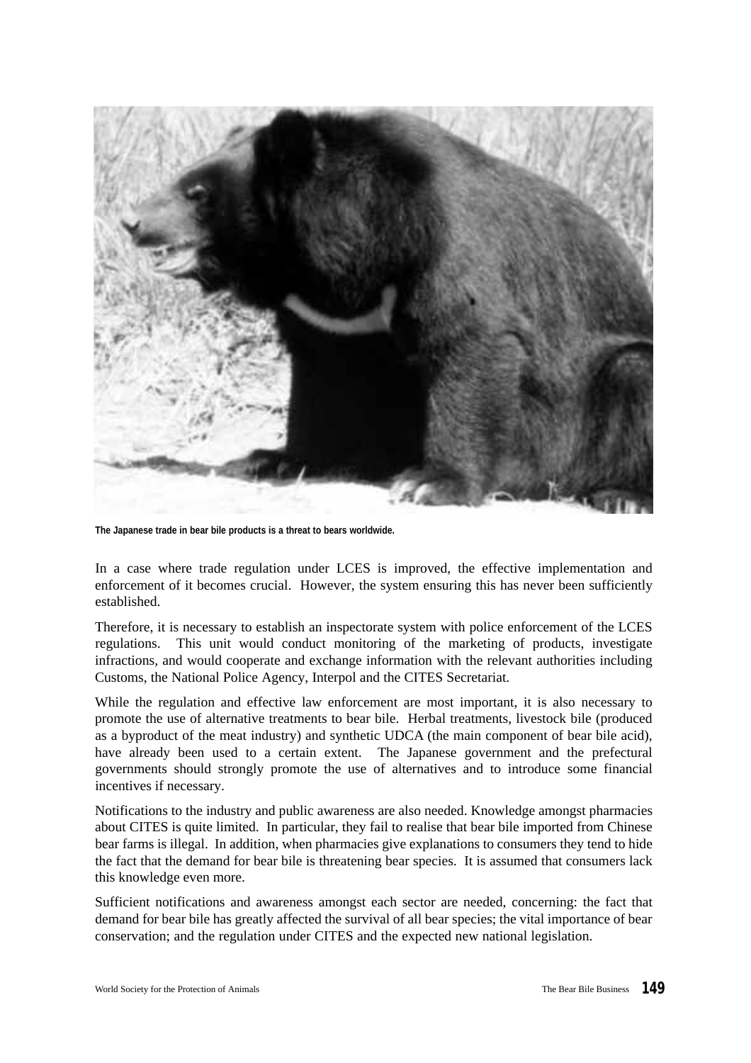The Japanese trade in bear bile products is a threat to bears worldwide.

In a case where trade regulation under LCES is improved, the effective implementation and enforcement of it becomes crucial. However, the system ensuring this has never been sufficiently established.

Therefore, it is necessary to establish an inspectorate system with police enforcement of the LCES regulations. This unit would conduct monitoring of the marketing of products, investigate infractions, and would cooperate and exchange information with the relevant authorities including Customs, the National Police Agency, Interpol and the CITES Secretariat.

While the regulation and effective law enforcement are most important, it is also necessary to promote the use of alternative treatments to bear bile. Herbal treatments, livestock bile (produced as a byproduct of the meat industry) and synthetic UDCA (the main component of bear bile acid), have already been used to a certain extent. The Japanese government and the prefectural governments should strongly promote the use of alternatives and to introduce some financial incentives if necessary.

Notifications to the industry and public awareness are also needed. Knowledge amongst pharmacies about CITES is quite limited. In particular, they fail to realise that bear bile imported from Chinese bear farms is illegal. In addition, when pharmacies give explanations to consumers they tend to hide the fact that the demand for bear bile is threatening bear species. It is assumed that consumers lack this knowledge even more.

Sufficient notifications and awareness amongst each sector are needed, concerning: the fact that demand for bear bile has greatly affected the survival of all bear species; the vital importance of bear conservation; and the regulation under CITES and the expected new national legislation.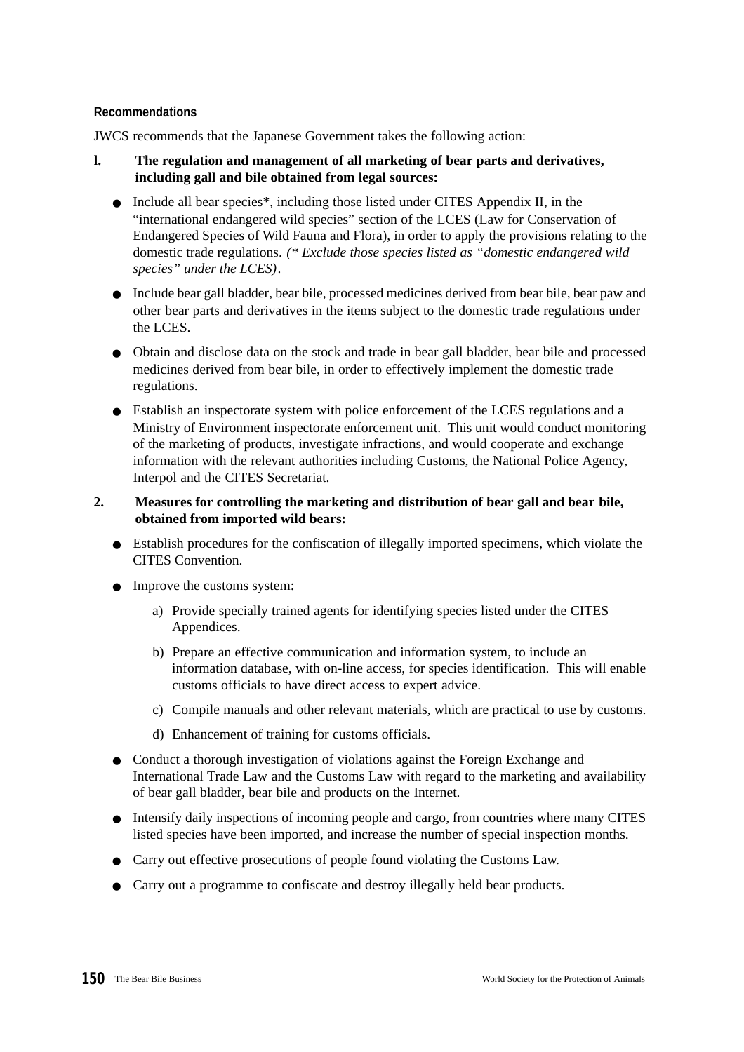**Recommendations**

JWCS recommends that the Japanese Government takes the following action:

**l. The regulation and management of all marketing of bear parts and derivatives, including gall and bile obtained from legal sources:**

- Include all bear species*, including those listed under CITES Appendix II, in the “international endangered wild species” section of the LCES (Law for Conservation of Endangered Species of Wild Fauna and Flora), in order to apply the provisions relating to the domestic trade regulations. *(* Exclude those species listed as “domestic endangered wild species” under the LCES)*.
- Include bear gall bladder, bear bile, processed medicines derived from bear bile, bear paw and other bear parts and derivatives in the items subject to the domestic trade regulations under the LCES.
- Obtain and disclose data on the stock and trade in bear gall bladder, bear bile and processed medicines derived from bear bile, in order to effectively implement the domestic trade regulations.
- Establish an inspectorate system with police enforcement of the LCES regulations and a Ministry of Environment inspectorate enforcement unit. This unit would conduct monitoring of the marketing of products, investigate infractions, and would cooperate and exchange information with the relevant authorities including Customs, the National Police Agency, Interpol and the CITES Secretariat.

**2. Measures for controlling the marketing and distribution of bear gall and bear bile, obtained from imported wild bears:**

- Establish procedures for the confiscation of illegally imported specimens, which violate the CITES Convention.
- Improve the customs system:
  - a) Provide specially trained agents for identifying species listed under the CITES Appendices.
  - b) Prepare an effective communication and information system, to include an information database, with on-line access, for species identification. This will enable customs officials to have direct access to expert advice.
  - c) Compile manuals and other relevant materials, which are practical to use by customs.
  - d) Enhancement of training for customs officials.
- Conduct a thorough investigation of violations against the Foreign Exchange and International Trade Law and the Customs Law with regard to the marketing and availability of bear gall bladder, bear bile and products on the Internet.
- Intensify daily inspections of incoming people and cargo, from countries where many CITES listed species have been imported, and increase the number of special inspection months.
- Carry out effective prosecutions of people found violating the Customs Law.
- Carry out a programme to confiscate and destroy illegally held bear products.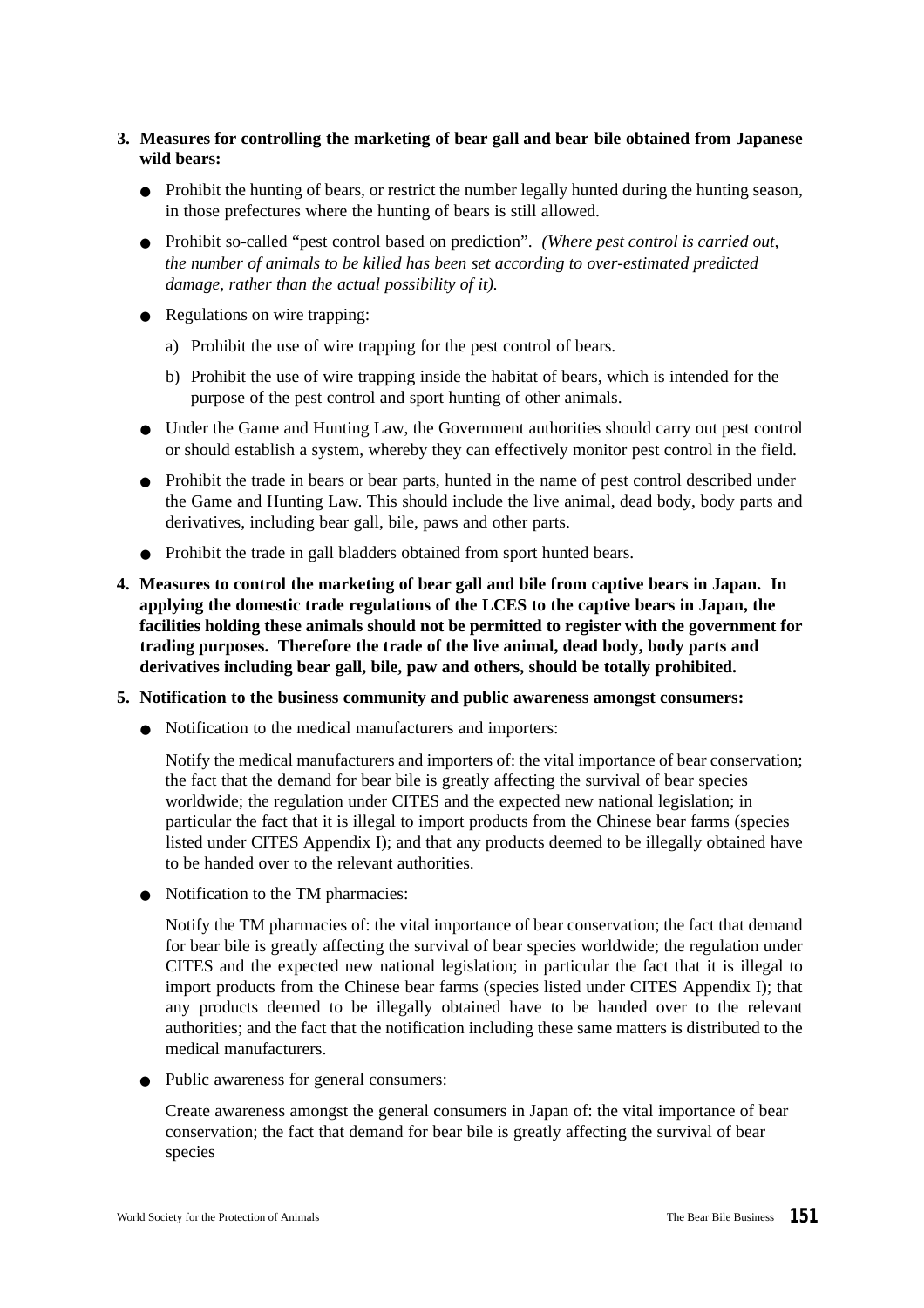3. **Measures for controlling the marketing of bear gall and bear bile obtained from Japanese wild bears:**

   - Prohibit the hunting of bears, or restrict the number legally hunted during the hunting season, in those prefectures where the hunting of bears is still allowed.
   - Prohibit so-called "pest control based on prediction". *(Where pest control is carried out, the number of animals to be killed has been set according to over-estimated predicted damage, rather than the actual possibility of it).*
   - Regulations on wire trapping:

     a) Prohibit the use of wire trapping for the pest control of bears.

     b) Prohibit the use of wire trapping inside the habitat of bears, which is intended for the purpose of the pest control and sport hunting of other animals.

   - Under the Game and Hunting Law, the Government authorities should carry out pest control or should establish a system, whereby they can effectively monitor pest control in the field.
   - Prohibit the trade in bears or bear parts, hunted in the name of pest control described under the Game and Hunting Law. This should include the live animal, dead body, body parts and derivatives, including bear gall, bile, paws and other parts.
   - Prohibit the trade in gall bladders obtained from sport hunted bears.

4. **Measures to control the marketing of bear gall and bile from captive bears in Japan. In applying the domestic trade regulations of the LCES to the captive bears in Japan, the facilities holding these animals should not be permitted to register with the government for trading purposes. Therefore the trade of the live animal, dead body, body parts and derivatives including bear gall, bile, paw and others, should be totally prohibited.**

5. **Notification to the business community and public awareness amongst consumers:**

   - Notification to the medical manufacturers and importers:

     Notify the medical manufacturers and importers of: the vital importance of bear conservation; the fact that the demand for bear bile is greatly affecting the survival of bear species worldwide; the regulation under CITES and the expected new national legislation; in particular the fact that it is illegal to import products from the Chinese bear farms (species listed under CITES Appendix I); and that any products deemed to be illegally obtained have to be handed over to the relevant authorities.

   - Notification to the TM pharmacies:

     Notify the TM pharmacies of: the vital importance of bear conservation; the fact that demand for bear bile is greatly affecting the survival of bear species worldwide; the regulation under CITES and the expected new national legislation; in particular the fact that it is illegal to import products from the Chinese bear farms (species listed under CITES Appendix I); that any products deemed to be illegally obtained have to be handed over to the relevant authorities; and the fact that the notification including these same matters is distributed to the medical manufacturers.

   - Public awareness for general consumers:

     Create awareness amongst the general consumers in Japan of: the vital importance of bear conservation; the fact that demand for bear bile is greatly affecting the survival of bear species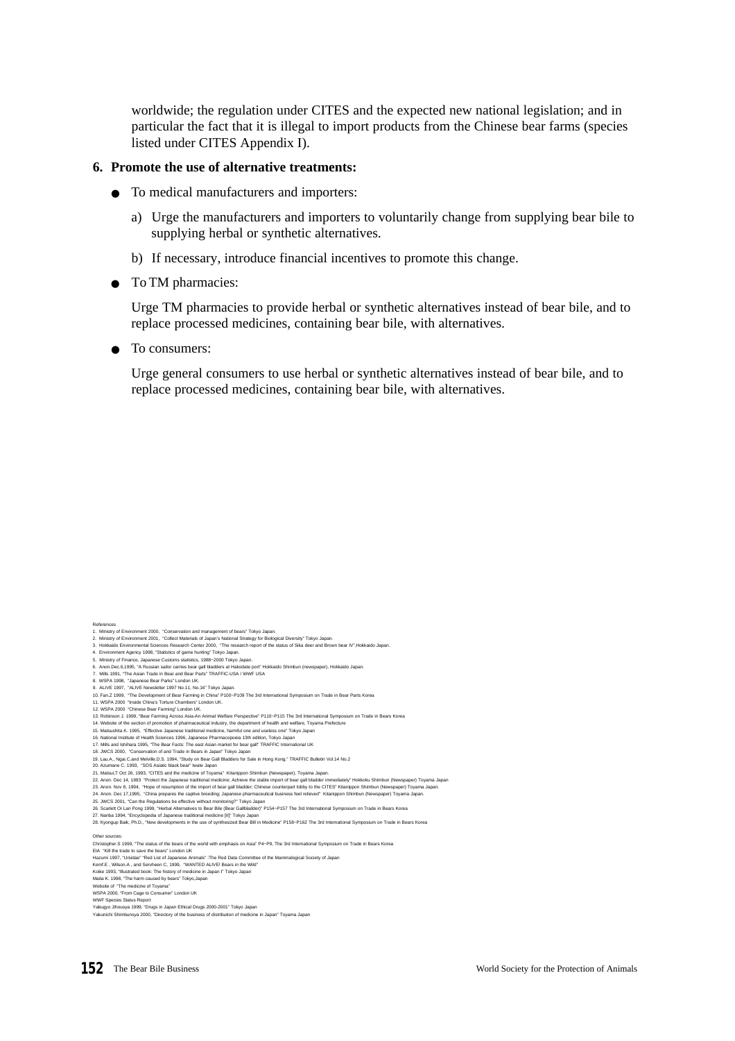worldwide; the regulation under CITES and the expected new national legislation; and in particular the fact that it is illegal to import products from the Chinese bear farms (species listed under CITES Appendix I).

**6. Promote the use of alternative treatments:**

- To medical manufacturers and importers:

  a) Urge the manufacturers and importers to voluntarily change from supplying bear bile to supplying herbal or synthetic alternatives.

  b) If necessary, introduce financial incentives to promote this change.

- To TM pharmacies:

  Urge TM pharmacies to provide herbal or synthetic alternatives instead of bear bile, and to replace processed medicines, containing bear bile, with alternatives.

- To consumers:

  Urge general consumers to use herbal or synthetic alternatives instead of bear bile, and to replace processed medicines, containing bear bile, with alternatives.

References

1. Ministry of Environment 2000, "Conservation and management of bears" Tokyo Japan.
2. Ministry of Environment 2001, "Collect Materials of Japan's National Strategy for Biological Diversity" Tokyo Japan.
3. Hokkaido Environmental Sciences Research Center 2000, "The research report of the status of Sika deer and Brown bear IV",Hokkaido Japan.
4. Environment Agency 1998, "Statistics of game hunting" Tokyo Japan.
5. Ministry of Finance, Japanese Customs statistics, 1988~2000 Tokyo Japan.
6. Anon.Dec.6,1995, "A Russian sailor carries bear gall bladders at Hakodate port" Hokkaido Shimbun (newspaper), Hokkaido Japan.
7. Mills 1991, "The Asian Trade in Bear and Bear Parts" TRAFFIC-USA / WWF USA
8. WSPA 1998, "Japanese Bear Parks" London UK.
9. ALIVE 1997, "ALIVE Newsletter 1997 No.11, No.16" Tokyo Japan.
10. Fan.Z 1999, "The Development of Bear Farming in China" P100~P109 The 3rd International Symposium on Trade in Bear Parts Korea
11. WSPA 2000 "Inside China's Torture Chambers" London UK.
12. WSPA 2000 "Chinese Bear Farming" London UK.
13. Robinson J. 1999, "Bear Farming Across Asia-An Animal Welfare Perspective" P110~P115 The 3rd International Symposium on Trade in Bears Korea
14. Website of the section of promotion of pharmaceutical industry, the department of health and welfare, Toyama Prefecture
15. Matsushita K. 1995, "Effective Japanese traditional medicine, harmful one and useless one" Tokyo Japan
16. National Institute of Health Sciences 1996, Japanese Pharmacopoeia 13th edition, Tokyo Japan
17. Mills and Ishihara 1995, "The Bear Facts: The east Asian market for bear gall" TRAFFIC International UK
18. JWCS 2000, "Conservation of and Trade in Bears in Japan" Tokyo Japan
19. Lau.A., Ngai.C.and Melville.D.S. 1994, "Study on Bear Gall Bladders for Sale in Hong Kong." TRAFFIC Bulletin Vol.14 No.2
20. Azumane C. 1993, "SOS Asiatic black bear" Iwate Japan
21. Matsui,T Oct 26, 1993, "CITES and the medicine of Toyama" Kitanippon Shimbun (Newspaper), Toyama Japan.
22. Anon. Dec 14, 1993 "Protect the Japanese traditional medicine; Achieve the stable import of bear gall bladder immediately" Hokkoku Shimbun (Newspaper) Toyama Japan
23. Anon. Nov 8, 1994, "Hope of resumption of the import of bear gall bladder; Chinese counterpart lobby to the CITES" Kitanippon Shimbun (Newspaper) Toyama Japan.
24. Anon. Dec 17,1995, "China prepares the captive breeding; Japanese pharmaceutical business feel relieved" Kitanippon Shimbun (Newspaper) Toyama Japan.
25. JWCS 2001, "Can the Regulations be effective without monitoring?" Tokyo Japan
26. Scarlett Oi Lan Pong 1999, "Herbal Alternatives to Bear Bile (Bear Gallbladder)" P154~P157 The 3rd International Symposium on Trade in Bears Korea
27. Nanba 1994, "Encyclopedia of Japanese traditional medicine [II]" Tokyo Japan
28. Kyongup Baik, Ph.D., "New developments in the use of synthesized Bear Bill in Medicine" P158~P162 The 3rd International Symposium on Trade in Bears Korea

Other sources:

Christopher.S 1999, "The status of the bears of the world with emphasis on Asia" P4~P9, The 3rd International Symposium on Trade in Bears Korea
EIA "Kill the trade to save the bears" London UK
Hazumi 1997, "Ursidae" "Red List of Japanese Animals" :The Red Data Committee of the Mammalogical Society of Japan
Kemf.E , Wilson.A , and Servheen C, 1999, "WANTED ALIVE! Bears in the Wild"
Koike 1993, "Illustrated book: The history of medicine in Japan I" Tokyo Japan
Maita K. 1998, "The harm caused by bears" Tokyo,Japan
Website of "The medicine of Toyama"
WSPA 2000, "From Cage to Consumer" London UK
WWF Species Status Report
Yakugyo Jihousya 1999, "Drugs in Japan Ethical Drugs 2000-2001" Tokyo Japan
Yakunichi Shimbunsya 2000, "Directory of the business of distribution of medicine in Japan" Toyama Japan